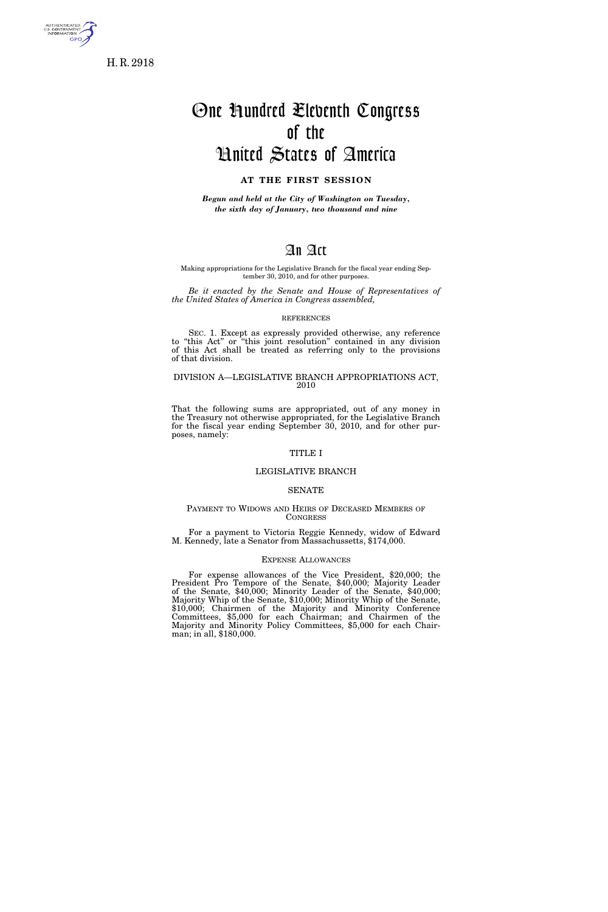H. R. 2918

# One Hundred Eleventh Congress of the United States of America

## AT THE FIRST SESSION

*Begun and held at the City of Washington on Tuesday, the sixth day of January, two thousand and nine*

# An Act

Making appropriations for the Legislative Branch for the fiscal year ending September 30, 2010, and for other purposes.

*Be it enacted by the Senate and House of Representatives of the United States of America in Congress assembled,*

REFERENCES

SEC. 1. Except as expressly provided otherwise, any reference to "this Act" or "this joint resolution" contained in any division of this Act shall be treated as referring only to the provisions of that division.

## DIVISION A—LEGISLATIVE BRANCH APPROPRIATIONS ACT, 2010

That the following sums are appropriated, out of any money in the Treasury not otherwise appropriated, for the Legislative Branch for the fiscal year ending September 30, 2010, and for other purposes, namely:

### TITLE I

### LEGISLATIVE BRANCH

### SENATE

PAYMENT TO WIDOWS AND HEIRS OF DECEASED MEMBERS OF CONGRESS

For a payment to Victoria Reggie Kennedy, widow of Edward M. Kennedy, late a Senator from Massachussetts, $174,000.

EXPENSE ALLOWANCES

For expense allowances of the Vice President, $20,000; the President Pro Tempore of the Senate, $40,000; Majority Leader of the Senate, $40,000; Minority Leader of the Senate, $40,000; Majority Whip of the Senate, $10,000; Minority Whip of the Senate, $10,000; Chairmen of the Majority and Minority Conference Committees, $5,000 for each Chairman; and Chairmen of the Majority and Minority Policy Committees, $5,000 for each Chairman; in all, $180,000.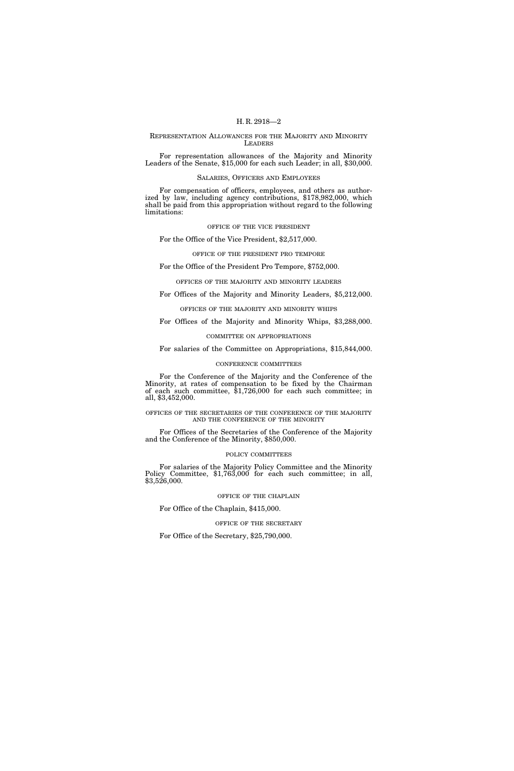## Representation Allowances for the Majority and Minority Leaders

For representation allowances of the Majority and Minority Leaders of the Senate, $15,000 for each such Leader; in all, $30,000.

## Salaries, Officers and Employees

For compensation of officers, employees, and others as authorized by law, including agency contributions, $178,982,000, which shall be paid from this appropriation without regard to the following limitations:

### office of the vice president

For the Office of the Vice President, $2,517,000.

### office of the president pro tempore

For the Office of the President Pro Tempore, $752,000.

### offices of the majority and minority leaders

For Offices of the Majority and Minority Leaders, $5,212,000.

### offices of the majority and minority whips

For Offices of the Majority and Minority Whips, $3,288,000.

### committee on appropriations

For salaries of the Committee on Appropriations, $15,844,000.

### conference committees

For the Conference of the Majority and the Conference of the Minority, at rates of compensation to be fixed by the Chairman of each such committee, $1,726,000 for each such committee; in all, $3,452,000.

### offices of the secretaries of the conference of the majority and the conference of the minority

For Offices of the Secretaries of the Conference of the Majority and the Conference of the Minority, $850,000.

### policy committees

For salaries of the Majority Policy Committee and the Minority Policy Committee, $1,763,000 for each such committee; in all, $3,526,000.

### office of the chaplain

For Office of the Chaplain, $415,000.

### office of the secretary

For Office of the Secretary, $25,790,000.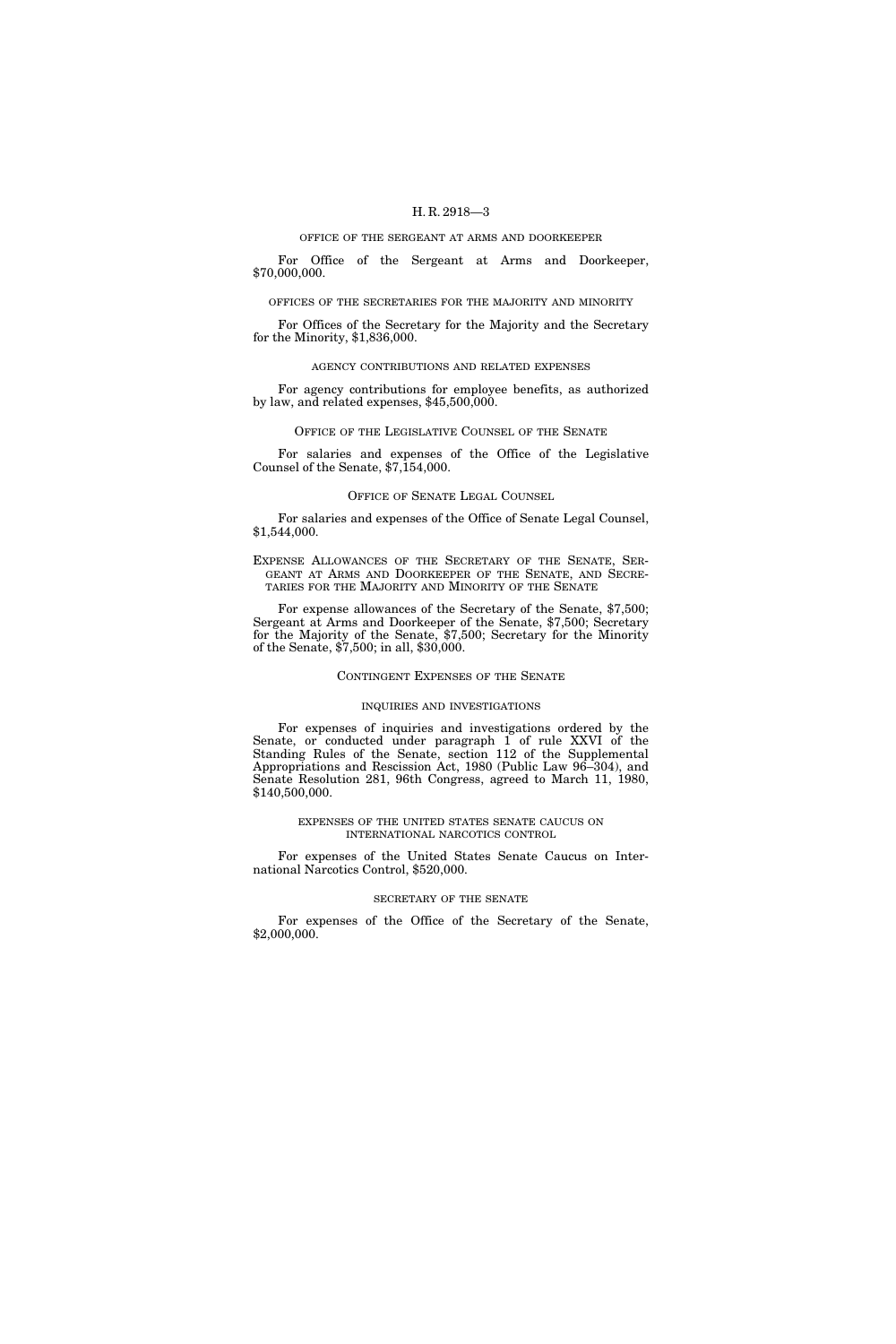### OFFICE OF THE SERGEANT AT ARMS AND DOORKEEPER

For Office of the Sergeant at Arms and Doorkeeper, $70,000,000.

### OFFICES OF THE SECRETARIES FOR THE MAJORITY AND MINORITY

For Offices of the Secretary for the Majority and the Secretary for the Minority, $1,836,000.

### AGENCY CONTRIBUTIONS AND RELATED EXPENSES

For agency contributions for employee benefits, as authorized by law, and related expenses, $45,500,000.

## OFFICE OF THE LEGISLATIVE COUNSEL OF THE SENATE

For salaries and expenses of the Office of the Legislative Counsel of the Senate, $7,154,000.

## OFFICE OF SENATE LEGAL COUNSEL

For salaries and expenses of the Office of Senate Legal Counsel, $1,544,000.

## EXPENSE ALLOWANCES OF THE SECRETARY OF THE SENATE, SERGEANT AT ARMS AND DOORKEEPER OF THE SENATE, AND SECRETARIES FOR THE MAJORITY AND MINORITY OF THE SENATE

For expense allowances of the Secretary of the Senate, $7,500; Sergeant at Arms and Doorkeeper of the Senate, $7,500; Secretary for the Majority of the Senate, $7,500; Secretary for the Minority of the Senate, $7,500; in all, $30,000.

## CONTINGENT EXPENSES OF THE SENATE

### INQUIRIES AND INVESTIGATIONS

For expenses of inquiries and investigations ordered by the Senate, or conducted under paragraph 1 of rule XXVI of the Standing Rules of the Senate, section 112 of the Supplemental Appropriations and Rescission Act, 1980 (Public Law 96–304), and Senate Resolution 281, 96th Congress, agreed to March 11, 1980, $140,500,000.

### EXPENSES OF THE UNITED STATES SENATE CAUCUS ON INTERNATIONAL NARCOTICS CONTROL

For expenses of the United States Senate Caucus on International Narcotics Control, $520,000.

### SECRETARY OF THE SENATE

For expenses of the Office of the Secretary of the Senate, $2,000,000.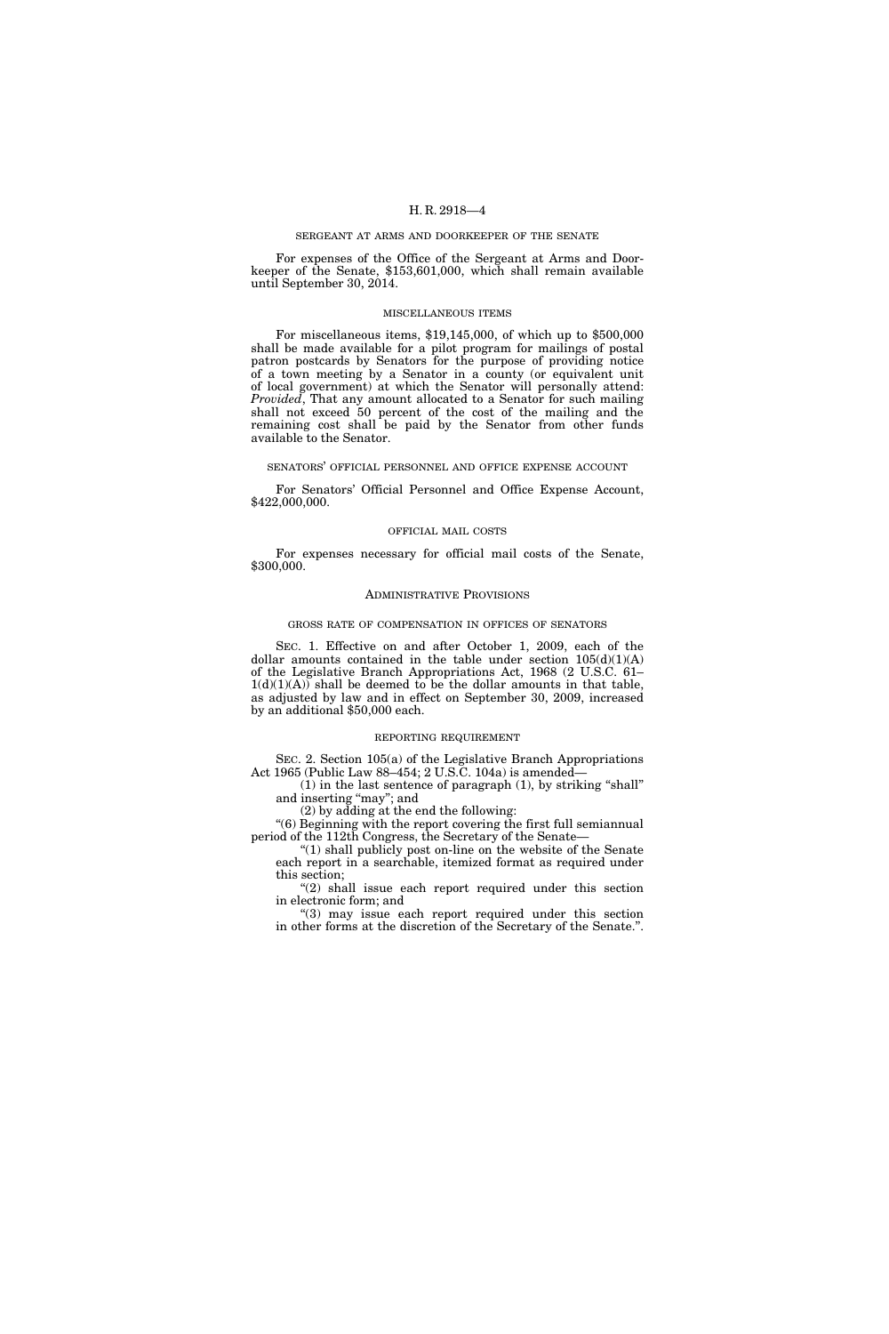### SERGEANT AT ARMS AND DOORKEEPER OF THE SENATE

For expenses of the Office of the Sergeant at Arms and Doorkeeper of the Senate, $153,601,000, which shall remain available until September 30, 2014.

### MISCELLANEOUS ITEMS

For miscellaneous items, $19,145,000, of which up to $500,000 shall be made available for a pilot program for mailings of postal patron postcards by Senators for the purpose of providing notice of a town meeting by a Senator in a county (or equivalent unit of local government) at which the Senator will personally attend: *Provided*, That any amount allocated to a Senator for such mailing shall not exceed 50 percent of the cost of the mailing and the remaining cost shall be paid by the Senator from other funds available to the Senator.

### SENATORS' OFFICIAL PERSONNEL AND OFFICE EXPENSE ACCOUNT

For Senators' Official Personnel and Office Expense Account, $422,000,000.

### OFFICIAL MAIL COSTS

For expenses necessary for official mail costs of the Senate, $300,000.

## ADMINISTRATIVE PROVISIONS

### GROSS RATE OF COMPENSATION IN OFFICES OF SENATORS

SEC. 1. Effective on and after October 1, 2009, each of the dollar amounts contained in the table under section 105(d)(1)(A) of the Legislative Branch Appropriations Act, 1968 (2 U.S.C. 61–1(d)(1)(A)) shall be deemed to be the dollar amounts in that table, as adjusted by law and in effect on September 30, 2009, increased by an additional $50,000 each.

### REPORTING REQUIREMENT

SEC. 2. Section 105(a) of the Legislative Branch Appropriations Act 1965 (Public Law 88–454; 2 U.S.C. 104a) is amended—

(1) in the last sentence of paragraph (1), by striking "shall" and inserting "may"; and

(2) by adding at the end the following:

"(6) Beginning with the report covering the first full semiannual period of the 112th Congress, the Secretary of the Senate—

"(1) shall publicly post on-line on the website of the Senate each report in a searchable, itemized format as required under this section;

"(2) shall issue each report required under this section in electronic form; and

"(3) may issue each report required under this section in other forms at the discretion of the Secretary of the Senate.".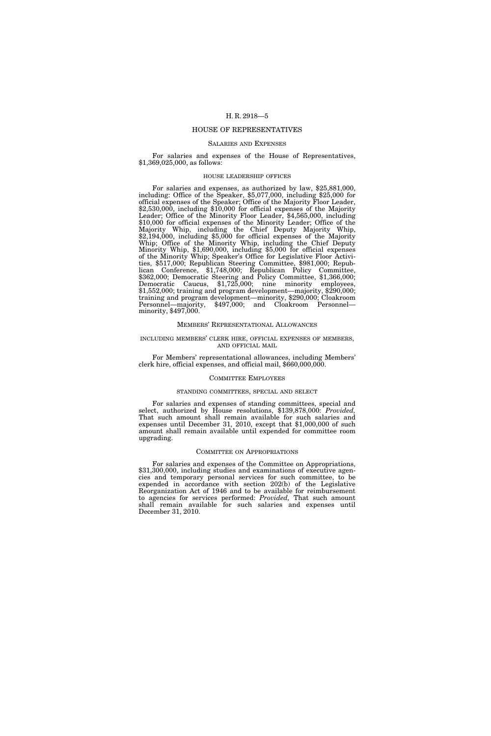## HOUSE OF REPRESENTATIVES

### Salaries and Expenses

For salaries and expenses of the House of Representatives, $1,369,025,000, as follows:

#### house leadership offices

For salaries and expenses, as authorized by law, $25,881,000, including: Office of the Speaker, $5,077,000, including $25,000 for official expenses of the Speaker; Office of the Majority Floor Leader, $2,530,000, including $10,000 for official expenses of the Majority Leader; Office of the Minority Floor Leader, $4,565,000, including $10,000 for official expenses of the Minority Leader; Office of the Majority Whip, including the Chief Deputy Majority Whip, $2,194,000, including $5,000 for official expenses of the Majority Whip; Office of the Minority Whip, including the Chief Deputy Minority Whip, $1,690,000, including $5,000 for official expenses of the Minority Whip; Speaker's Office for Legislative Floor Activities, $517,000; Republican Steering Committee, $981,000; Republican Conference, $1,748,000; Republican Policy Committee, $362,000; Democratic Steering and Policy Committee, $1,366,000; Democratic Caucus, $1,725,000; nine minority employees, $1,552,000; training and program development—majority, $290,000; training and program development—minority, $290,000; Cloakroom Personnel—majority, $497,000; and Cloakroom Personnel—minority, $497,000.

### Members' Representational Allowances

#### including members' clerk hire, official expenses of members, and official mail

For Members' representational allowances, including Members' clerk hire, official expenses, and official mail, $660,000,000.

### Committee Employees

#### standing committees, special and select

For salaries and expenses of standing committees, special and select, authorized by House resolutions, $139,878,000: *Provided,* That such amount shall remain available for such salaries and expenses until December 31, 2010, except that $1,000,000 of such amount shall remain available until expended for committee room upgrading.

### Committee on Appropriations

For salaries and expenses of the Committee on Appropriations, $31,300,000, including studies and examinations of executive agencies and temporary personal services for such committee, to be expended in accordance with section 202(b) of the Legislative Reorganization Act of 1946 and to be available for reimbursement to agencies for services performed: *Provided,* That such amount shall remain available for such salaries and expenses until December 31, 2010.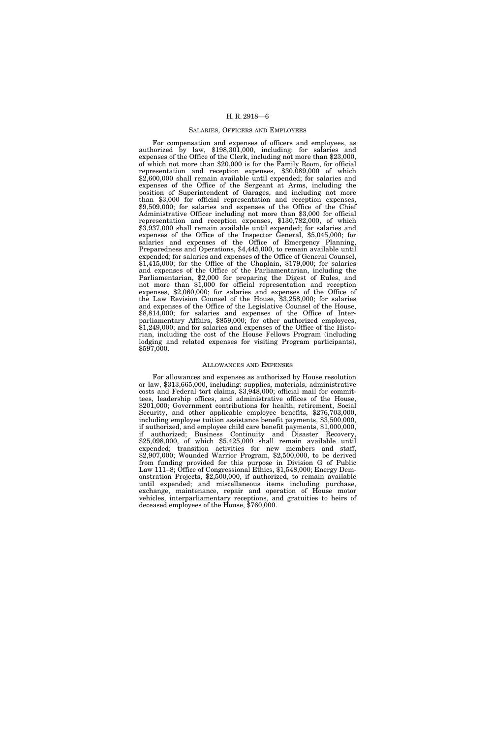## SALARIES, OFFICERS AND EMPLOYEES

For compensation and expenses of officers and employees, as authorized by law, $198,301,000, including: for salaries and expenses of the Office of the Clerk, including not more than $23,000, of which not more than $20,000 is for the Family Room, for official representation and reception expenses, $30,089,000 of which $2,600,000 shall remain available until expended; for salaries and expenses of the Office of the Sergeant at Arms, including the position of Superintendent of Garages, and including not more than $3,000 for official representation and reception expenses, $9,509,000; for salaries and expenses of the Office of the Chief Administrative Officer including not more than $3,000 for official representation and reception expenses, $130,782,000, of which $3,937,000 shall remain available until expended; for salaries and expenses of the Office of the Inspector General, $5,045,000; for salaries and expenses of the Office of Emergency Planning, Preparedness and Operations, $4,445,000, to remain available until expended; for salaries and expenses of the Office of General Counsel, $1,415,000; for the Office of the Chaplain, $179,000; for salaries and expenses of the Office of the Parliamentarian, including the Parliamentarian, $2,000 for preparing the Digest of Rules, and not more than $1,000 for official representation and reception expenses, $2,060,000; for salaries and expenses of the Office of the Law Revision Counsel of the House, $3,258,000; for salaries and expenses of the Office of the Legislative Counsel of the House, $8,814,000; for salaries and expenses of the Office of Interparliamentary Affairs, $859,000; for other authorized employees, $1,249,000; and for salaries and expenses of the Office of the Historian, including the cost of the House Fellows Program (including lodging and related expenses for visiting Program participants), $597,000.

## ALLOWANCES AND EXPENSES

For allowances and expenses as authorized by House resolution or law, $313,665,000, including: supplies, materials, administrative costs and Federal tort claims, $3,948,000; official mail for committees, leadership offices, and administrative offices of the House, $201,000; Government contributions for health, retirement, Social Security, and other applicable employee benefits, $276,703,000, including employee tuition assistance benefit payments, $3,500,000, if authorized, and employee child care benefit payments, $1,000,000, if authorized; Business Continuity and Disaster Recovery, $25,098,000, of which $5,425,000 shall remain available until expended; transition activities for new members and staff, $2,907,000; Wounded Warrior Program, $2,500,000, to be derived from funding provided for this purpose in Division G of Public Law 111–8; Office of Congressional Ethics, $1,548,000; Energy Demonstration Projects, $2,500,000, if authorized, to remain available until expended; and miscellaneous items including purchase, exchange, maintenance, repair and operation of House motor vehicles, interparliamentary receptions, and gratuities to heirs of deceased employees of the House, $760,000.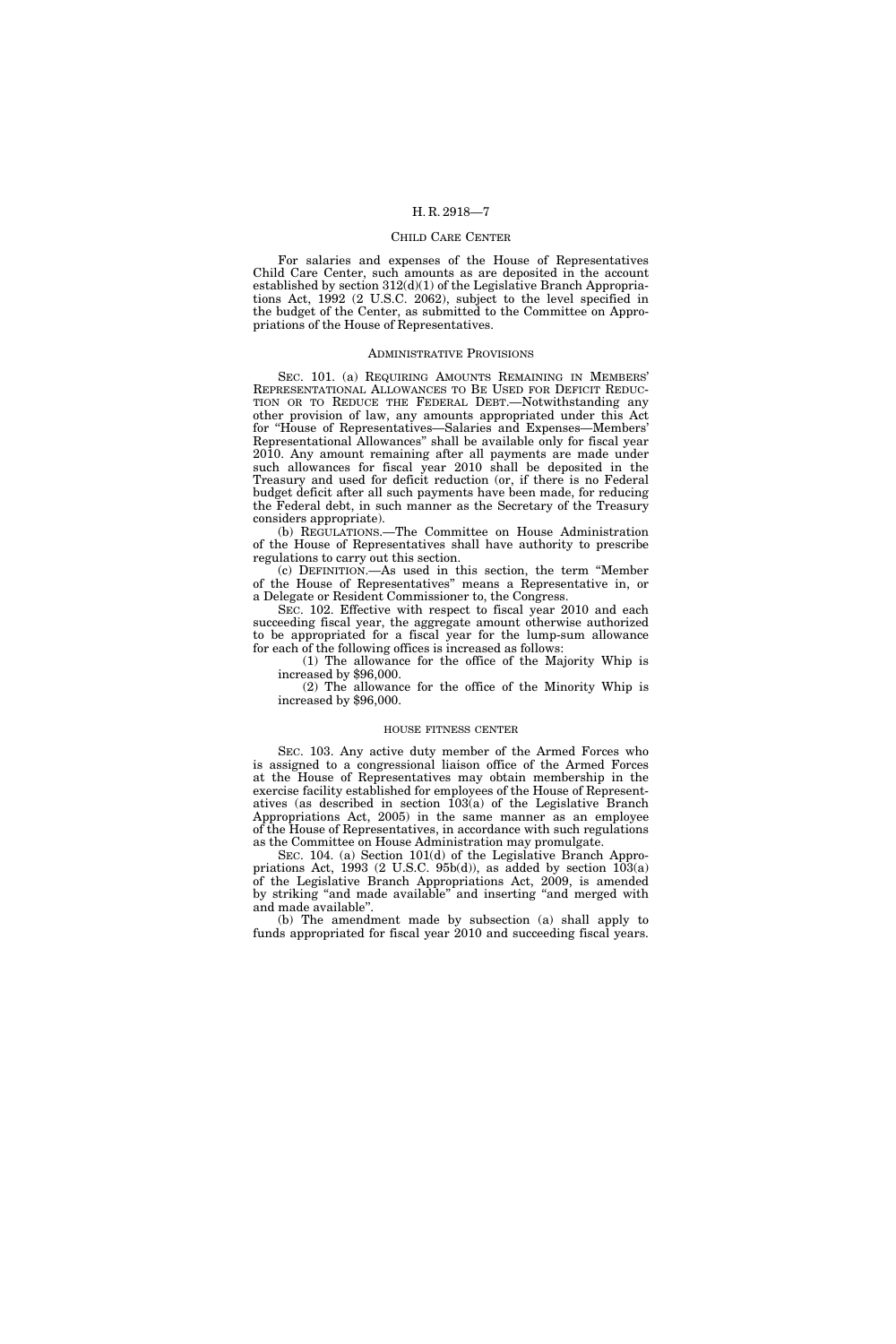## CHILD CARE CENTER

For salaries and expenses of the House of Representatives Child Care Center, such amounts as are deposited in the account established by section 312(d)(1) of the Legislative Branch Appropriations Act, 1992 (2 U.S.C. 2062), subject to the level specified in the budget of the Center, as submitted to the Committee on Appropriations of the House of Representatives.

## ADMINISTRATIVE PROVISIONS

SEC. 101. (a) REQUIRING AMOUNTS REMAINING IN MEMBERS' REPRESENTATIONAL ALLOWANCES TO BE USED FOR DEFICIT REDUCTION OR TO REDUCE THE FEDERAL DEBT.—Notwithstanding any other provision of law, any amounts appropriated under this Act for "House of Representatives—Salaries and Expenses—Members' Representational Allowances" shall be available only for fiscal year 2010. Any amount remaining after all payments are made under such allowances for fiscal year 2010 shall be deposited in the Treasury and used for deficit reduction (or, if there is no Federal budget deficit after all such payments have been made, for reducing the Federal debt, in such manner as the Secretary of the Treasury considers appropriate).

(b) REGULATIONS.—The Committee on House Administration of the House of Representatives shall have authority to prescribe regulations to carry out this section.

(c) DEFINITION.—As used in this section, the term "Member of the House of Representatives" means a Representative in, or a Delegate or Resident Commissioner to, the Congress.

SEC. 102. Effective with respect to fiscal year 2010 and each succeeding fiscal year, the aggregate amount otherwise authorized to be appropriated for a fiscal year for the lump-sum allowance for each of the following offices is increased as follows:

(1) The allowance for the office of the Majority Whip is increased by $96,000.

(2) The allowance for the office of the Minority Whip is increased by $96,000.

## HOUSE FITNESS CENTER

SEC. 103. Any active duty member of the Armed Forces who is assigned to a congressional liaison office of the Armed Forces at the House of Representatives may obtain membership in the exercise facility established for employees of the House of Representatives (as described in section 103(a) of the Legislative Branch Appropriations Act, 2005) in the same manner as an employee of the House of Representatives, in accordance with such regulations as the Committee on House Administration may promulgate.

SEC. 104. (a) Section 101(d) of the Legislative Branch Appropriations Act, 1993 (2 U.S.C. 95b(d)), as added by section 103(a) of the Legislative Branch Appropriations Act, 2009, is amended by striking "and made available" and inserting "and merged with and made available".

(b) The amendment made by subsection (a) shall apply to funds appropriated for fiscal year 2010 and succeeding fiscal years.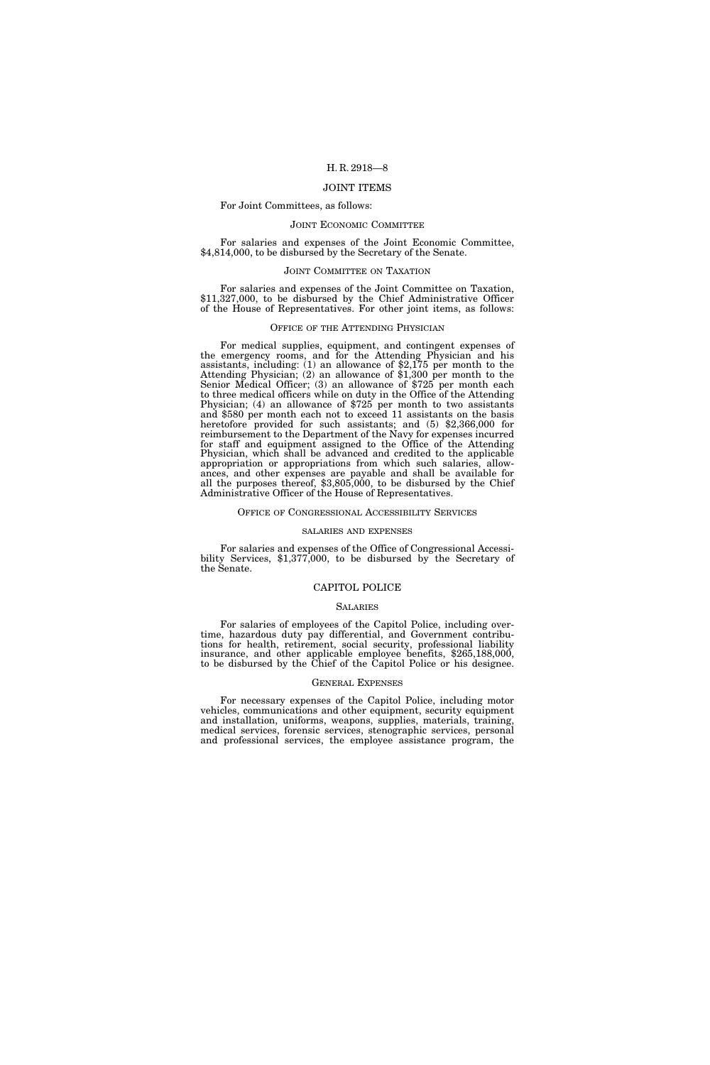## JOINT ITEMS

For Joint Committees, as follows:

### JOINT ECONOMIC COMMITTEE

For salaries and expenses of the Joint Economic Committee, $4,814,000, to be disbursed by the Secretary of the Senate.

### JOINT COMMITTEE ON TAXATION

For salaries and expenses of the Joint Committee on Taxation, $11,327,000, to be disbursed by the Chief Administrative Officer of the House of Representatives. For other joint items, as follows:

### OFFICE OF THE ATTENDING PHYSICIAN

For medical supplies, equipment, and contingent expenses of the emergency rooms, and for the Attending Physician and his assistants, including: (1) an allowance of $2,175 per month to the Attending Physician; (2) an allowance of $1,300 per month to the Senior Medical Officer; (3) an allowance of $725 per month each to three medical officers while on duty in the Office of the Attending Physician; (4) an allowance of $725 per month to two assistants and $580 per month each not to exceed 11 assistants on the basis heretofore provided for such assistants; and (5) $2,366,000 for reimbursement to the Department of the Navy for expenses incurred for staff and equipment assigned to the Office of the Attending Physician, which shall be advanced and credited to the applicable appropriation or appropriations from which such salaries, allowances, and other expenses are payable and shall be available for all the purposes thereof, $3,805,000, to be disbursed by the Chief Administrative Officer of the House of Representatives.

### OFFICE OF CONGRESSIONAL ACCESSIBILITY SERVICES

#### SALARIES AND EXPENSES

For salaries and expenses of the Office of Congressional Accessibility Services, $1,377,000, to be disbursed by the Secretary of the Senate.

## CAPITOL POLICE

### SALARIES

For salaries of employees of the Capitol Police, including overtime, hazardous duty pay differential, and Government contributions for health, retirement, social security, professional liability insurance, and other applicable employee benefits, $265,188,000, to be disbursed by the Chief of the Capitol Police or his designee.

### GENERAL EXPENSES

For necessary expenses of the Capitol Police, including motor vehicles, communications and other equipment, security equipment and installation, uniforms, weapons, supplies, materials, training, medical services, forensic services, stenographic services, personal and professional services, the employee assistance program, the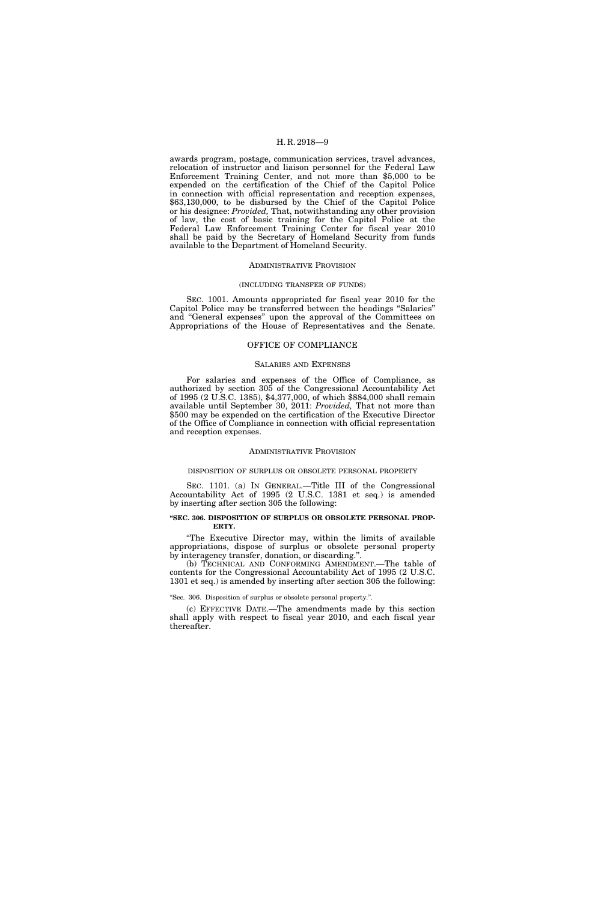awards program, postage, communication services, travel advances, relocation of instructor and liaison personnel for the Federal Law Enforcement Training Center, and not more than $5,000 to be expended on the certification of the Chief of the Capitol Police in connection with official representation and reception expenses, $63,130,000, to be disbursed by the Chief of the Capitol Police or his designee: *Provided,* That, notwithstanding any other provision of law, the cost of basic training for the Capitol Police at the Federal Law Enforcement Training Center for fiscal year 2010 shall be paid by the Secretary of Homeland Security from funds available to the Department of Homeland Security.

### ADMINISTRATIVE PROVISION

(INCLUDING TRANSFER OF FUNDS)

SEC. 1001. Amounts appropriated for fiscal year 2010 for the Capitol Police may be transferred between the headings "Salaries" and "General expenses" upon the approval of the Committees on Appropriations of the House of Representatives and the Senate.

## OFFICE OF COMPLIANCE

### SALARIES AND EXPENSES

For salaries and expenses of the Office of Compliance, as authorized by section 305 of the Congressional Accountability Act of 1995 (2 U.S.C. 1385), $4,377,000, of which $884,000 shall remain available until September 30, 2011: *Provided,* That not more than $500 may be expended on the certification of the Executive Director of the Office of Compliance in connection with official representation and reception expenses.

### ADMINISTRATIVE PROVISION

DISPOSITION OF SURPLUS OR OBSOLETE PERSONAL PROPERTY

SEC. 1101. (a) IN GENERAL.—Title III of the Congressional Accountability Act of 1995 (2 U.S.C. 1381 et seq.) is amended by inserting after section 305 the following:

**"SEC. 306. DISPOSITION OF SURPLUS OR OBSOLETE PERSONAL PROPERTY.**

"The Executive Director may, within the limits of available appropriations, dispose of surplus or obsolete personal property by interagency transfer, donation, or discarding.".

(b) TECHNICAL AND CONFORMING AMENDMENT.—The table of contents for the Congressional Accountability Act of 1995 (2 U.S.C. 1301 et seq.) is amended by inserting after section 305 the following:

"Sec. 306. Disposition of surplus or obsolete personal property.".

(c) EFFECTIVE DATE.—The amendments made by this section shall apply with respect to fiscal year 2010, and each fiscal year thereafter.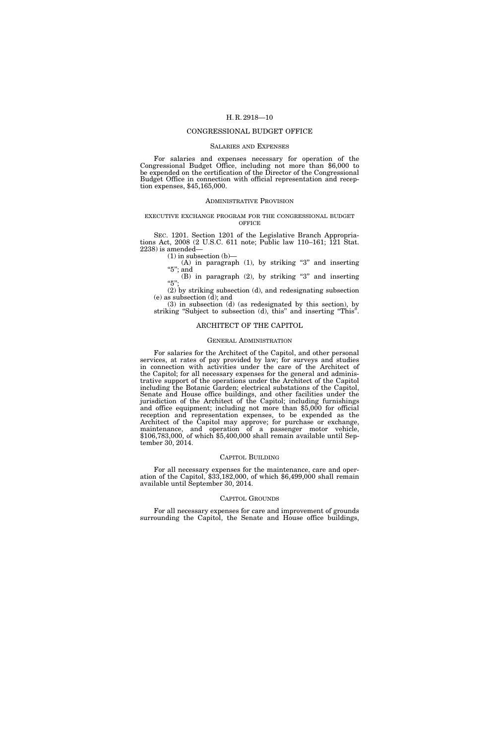## CONGRESSIONAL BUDGET OFFICE

### Salaries and Expenses

For salaries and expenses necessary for operation of the Congressional Budget Office, including not more than $6,000 to be expended on the certification of the Director of the Congressional Budget Office in connection with official representation and reception expenses, $45,165,000.

### Administrative Provision

#### executive exchange program for the congressional budget office

Sec. 1201. Section 1201 of the Legislative Branch Appropriations Act, 2008 (2 U.S.C. 611 note; Public law 110–161; 121 Stat. 2238) is amended—

(1) in subsection (b)—

(A) in paragraph (1), by striking "3" and inserting "5"; and

(B) in paragraph (2), by striking "3" and inserting "5";

(2) by striking subsection (d), and redesignating subsection (e) as subsection (d); and

(3) in subsection (d) (as redesignated by this section), by striking "Subject to subsection (d), this" and inserting "This".

## ARCHITECT OF THE CAPITOL

### General Administration

For salaries for the Architect of the Capitol, and other personal services, at rates of pay provided by law; for surveys and studies in connection with activities under the care of the Architect of the Capitol; for all necessary expenses for the general and administrative support of the operations under the Architect of the Capitol including the Botanic Garden; electrical substations of the Capitol, Senate and House office buildings, and other facilities under the jurisdiction of the Architect of the Capitol; including furnishings and office equipment; including not more than $5,000 for official reception and representation expenses, to be expended as the Architect of the Capitol may approve; for purchase or exchange, maintenance, and operation of a passenger motor vehicle, $106,783,000, of which $5,400,000 shall remain available until September 30, 2014.

### Capitol Building

For all necessary expenses for the maintenance, care and operation of the Capitol, $33,182,000, of which $6,499,000 shall remain available until September 30, 2014.

### Capitol Grounds

For all necessary expenses for care and improvement of grounds surrounding the Capitol, the Senate and House office buildings,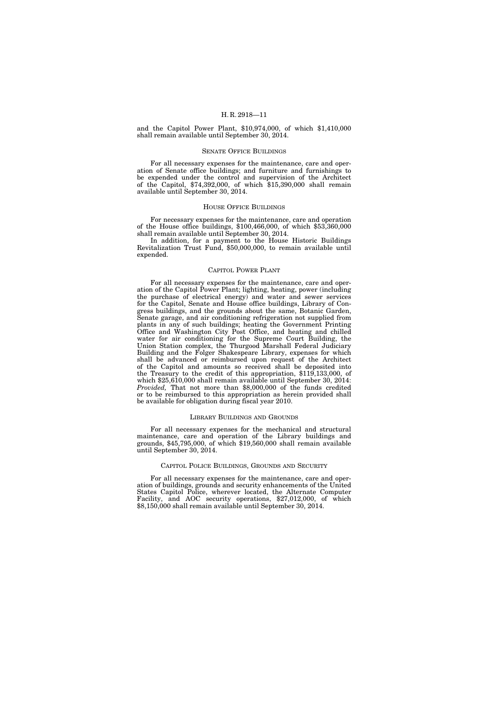and the Capitol Power Plant, $10,974,000, of which $1,410,000 shall remain available until September 30, 2014.

## SENATE OFFICE BUILDINGS

For all necessary expenses for the maintenance, care and operation of Senate office buildings; and furniture and furnishings to be expended under the control and supervision of the Architect of the Capitol, $74,392,000, of which $15,390,000 shall remain available until September 30, 2014.

## HOUSE OFFICE BUILDINGS

For necessary expenses for the maintenance, care and operation of the House office buildings, $100,466,000, of which $53,360,000 shall remain available until September 30, 2014.

In addition, for a payment to the House Historic Buildings Revitalization Trust Fund, $50,000,000, to remain available until expended.

## CAPITOL POWER PLANT

For all necessary expenses for the maintenance, care and operation of the Capitol Power Plant; lighting, heating, power (including the purchase of electrical energy) and water and sewer services for the Capitol, Senate and House office buildings, Library of Congress buildings, and the grounds about the same, Botanic Garden, Senate garage, and air conditioning refrigeration not supplied from plants in any of such buildings; heating the Government Printing Office and Washington City Post Office, and heating and chilled water for air conditioning for the Supreme Court Building, the Union Station complex, the Thurgood Marshall Federal Judiciary Building and the Folger Shakespeare Library, expenses for which shall be advanced or reimbursed upon request of the Architect of the Capitol and amounts so received shall be deposited into the Treasury to the credit of this appropriation, $119,133,000, of which $25,610,000 shall remain available until September 30, 2014: *Provided,* That not more than $8,000,000 of the funds credited or to be reimbursed to this appropriation as herein provided shall be available for obligation during fiscal year 2010.

## LIBRARY BUILDINGS AND GROUNDS

For all necessary expenses for the mechanical and structural maintenance, care and operation of the Library buildings and grounds, $45,795,000, of which $19,560,000 shall remain available until September 30, 2014.

## CAPITOL POLICE BUILDINGS, GROUNDS AND SECURITY

For all necessary expenses for the maintenance, care and operation of buildings, grounds and security enhancements of the United States Capitol Police, wherever located, the Alternate Computer Facility, and AOC security operations, $27,012,000, of which $8,150,000 shall remain available until September 30, 2014.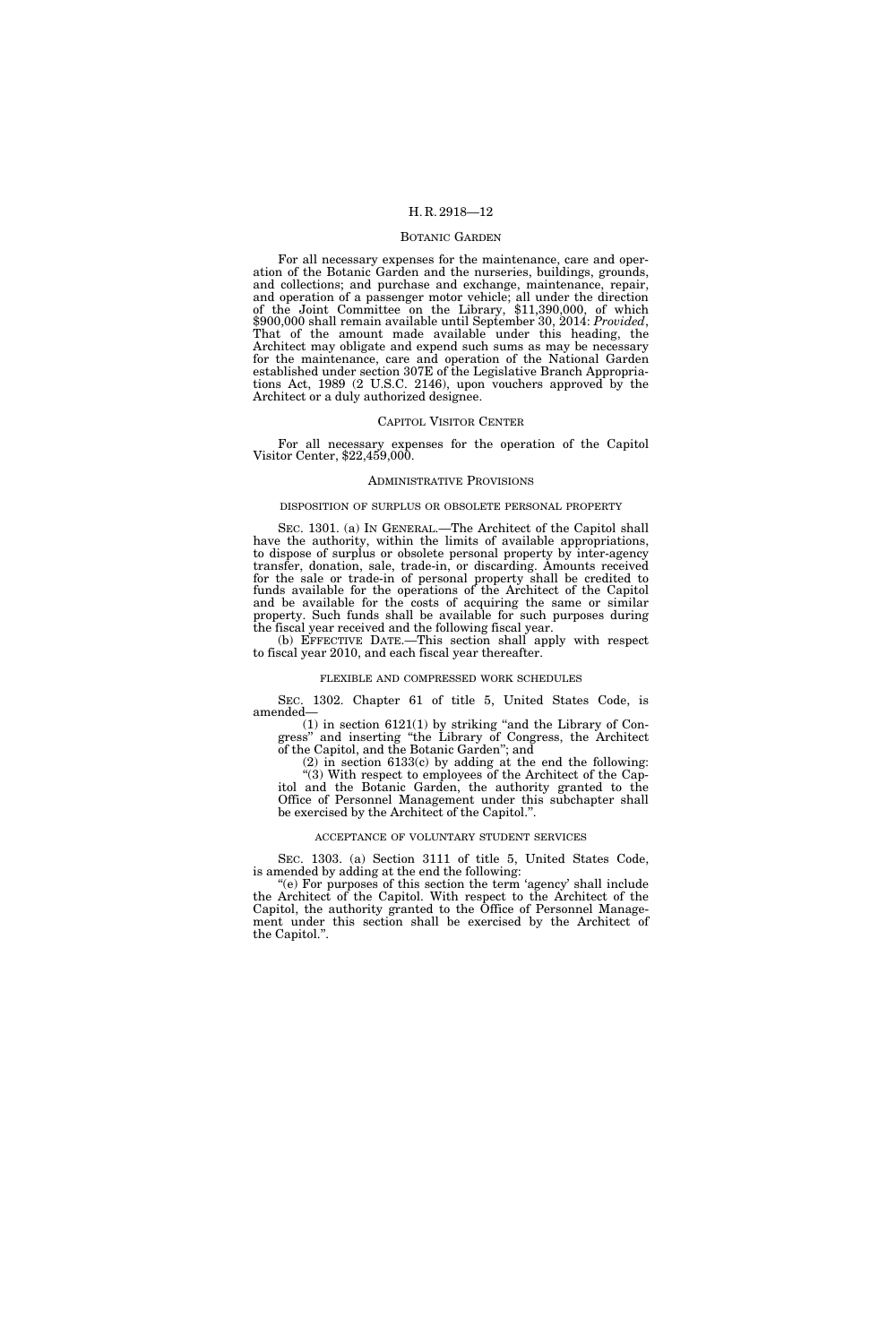## BOTANIC GARDEN

For all necessary expenses for the maintenance, care and operation of the Botanic Garden and the nurseries, buildings, grounds, and collections; and purchase and exchange, maintenance, repair, and operation of a passenger motor vehicle; all under the direction of the Joint Committee on the Library, $11,390,000, of which $900,000 shall remain available until September 30, 2014: *Provided*, That of the amount made available under this heading, the Architect may obligate and expend such sums as may be necessary for the maintenance, care and operation of the National Garden established under section 307E of the Legislative Branch Appropriations Act, 1989 (2 U.S.C. 2146), upon vouchers approved by the Architect or a duly authorized designee.

## CAPITOL VISITOR CENTER

For all necessary expenses for the operation of the Capitol Visitor Center, $22,459,000.

## ADMINISTRATIVE PROVISIONS

### DISPOSITION OF SURPLUS OR OBSOLETE PERSONAL PROPERTY

SEC. 1301. (a) IN GENERAL.—The Architect of the Capitol shall have the authority, within the limits of available appropriations, to dispose of surplus or obsolete personal property by inter-agency transfer, donation, sale, trade-in, or discarding. Amounts received for the sale or trade-in of personal property shall be credited to funds available for the operations of the Architect of the Capitol and be available for the costs of acquiring the same or similar property. Such funds shall be available for such purposes during the fiscal year received and the following fiscal year.

(b) EFFECTIVE DATE.—This section shall apply with respect to fiscal year 2010, and each fiscal year thereafter.

### FLEXIBLE AND COMPRESSED WORK SCHEDULES

SEC. 1302. Chapter 61 of title 5, United States Code, is amended—

(1) in section 6121(1) by striking "and the Library of Congress" and inserting "the Library of Congress, the Architect of the Capitol, and the Botanic Garden"; and

(2) in section 6133(c) by adding at the end the following:

"(3) With respect to employees of the Architect of the Capitol and the Botanic Garden, the authority granted to the Office of Personnel Management under this subchapter shall be exercised by the Architect of the Capitol.".

### ACCEPTANCE OF VOLUNTARY STUDENT SERVICES

SEC. 1303. (a) Section 3111 of title 5, United States Code, is amended by adding at the end the following:

"(e) For purposes of this section the term 'agency' shall include the Architect of the Capitol. With respect to the Architect of the Capitol, the authority granted to the Office of Personnel Management under this section shall be exercised by the Architect of the Capitol.".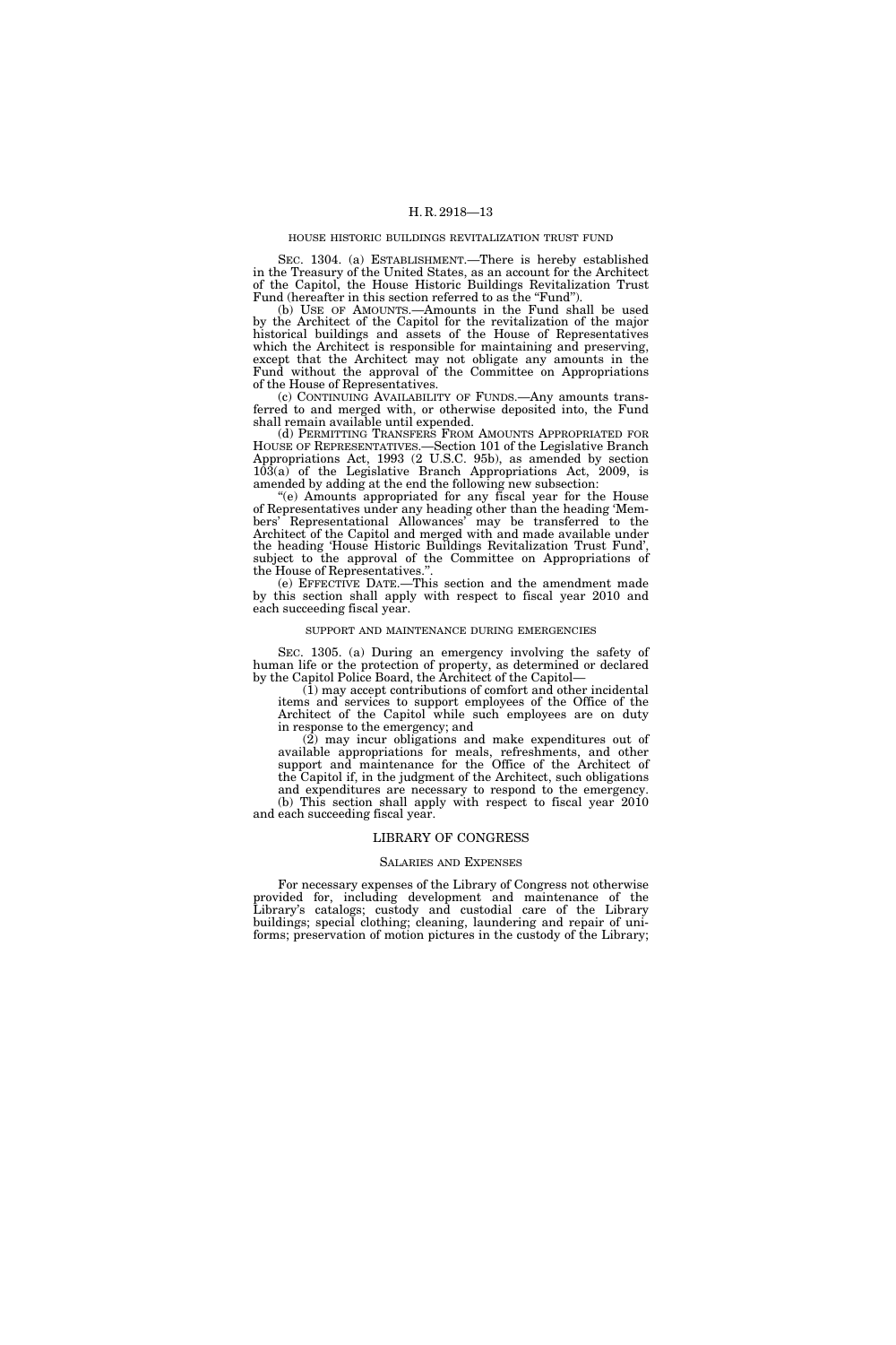HOUSE HISTORIC BUILDINGS REVITALIZATION TRUST FUND

SEC. 1304. (a) ESTABLISHMENT.—There is hereby established in the Treasury of the United States, as an account for the Architect of the Capitol, the House Historic Buildings Revitalization Trust Fund (hereafter in this section referred to as the "Fund").

(b) USE OF AMOUNTS.—Amounts in the Fund shall be used by the Architect of the Capitol for the revitalization of the major historical buildings and assets of the House of Representatives which the Architect is responsible for maintaining and preserving, except that the Architect may not obligate any amounts in the Fund without the approval of the Committee on Appropriations of the House of Representatives.

(c) CONTINUING AVAILABILITY OF FUNDS.—Any amounts transferred to and merged with, or otherwise deposited into, the Fund shall remain available until expended.

(d) PERMITTING TRANSFERS FROM AMOUNTS APPROPRIATED FOR HOUSE OF REPRESENTATIVES.—Section 101 of the Legislative Branch Appropriations Act, 1993 (2 U.S.C. 95b), as amended by section 103(a) of the Legislative Branch Appropriations Act, 2009, is amended by adding at the end the following new subsection:

"(e) Amounts appropriated for any fiscal year for the House of Representatives under any heading other than the heading 'Members' Representational Allowances' may be transferred to the Architect of the Capitol and merged with and made available under the heading 'House Historic Buildings Revitalization Trust Fund', subject to the approval of the Committee on Appropriations of the House of Representatives.".

(e) EFFECTIVE DATE.—This section and the amendment made by this section shall apply with respect to fiscal year 2010 and each succeeding fiscal year.

SUPPORT AND MAINTENANCE DURING EMERGENCIES

SEC. 1305. (a) During an emergency involving the safety of human life or the protection of property, as determined or declared by the Capitol Police Board, the Architect of the Capitol—

(1) may accept contributions of comfort and other incidental items and services to support employees of the Office of the Architect of the Capitol while such employees are on duty in response to the emergency; and

(2) may incur obligations and make expenditures out of available appropriations for meals, refreshments, and other support and maintenance for the Office of the Architect of the Capitol if, in the judgment of the Architect, such obligations and expenditures are necessary to respond to the emergency.

(b) This section shall apply with respect to fiscal year 2010 and each succeeding fiscal year.

## LIBRARY OF CONGRESS

### SALARIES AND EXPENSES

For necessary expenses of the Library of Congress not otherwise provided for, including development and maintenance of the Library's catalogs; custody and custodial care of the Library buildings; special clothing; cleaning, laundering and repair of uniforms; preservation of motion pictures in the custody of the Library;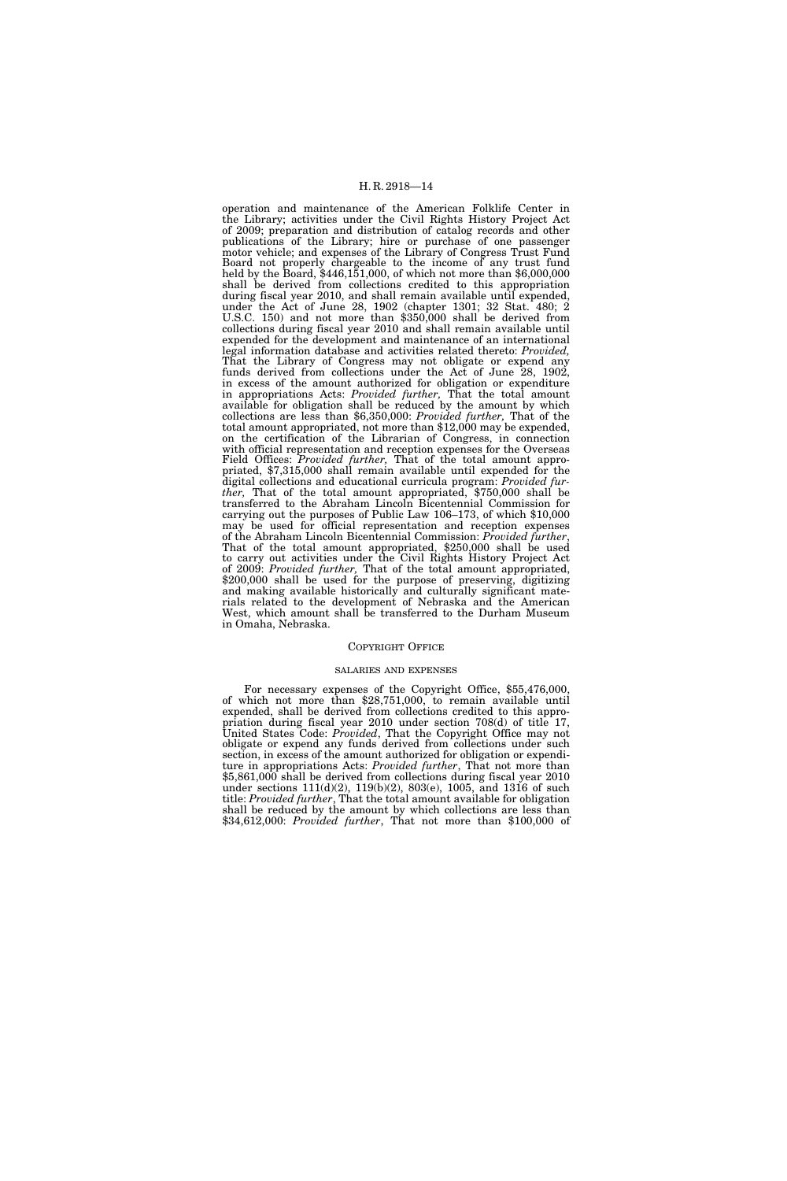operation and maintenance of the American Folklife Center in the Library; activities under the Civil Rights History Project Act of 2009; preparation and distribution of catalog records and other publications of the Library; hire or purchase of one passenger motor vehicle; and expenses of the Library of Congress Trust Fund Board not properly chargeable to the income of any trust fund held by the Board, $446,151,000, of which not more than $6,000,000 shall be derived from collections credited to this appropriation during fiscal year 2010, and shall remain available until expended, under the Act of June 28, 1902 (chapter 1301; 32 Stat. 480; 2 U.S.C. 150) and not more than $350,000 shall be derived from collections during fiscal year 2010 and shall remain available until expended for the development and maintenance of an international legal information database and activities related thereto: *Provided,* That the Library of Congress may not obligate or expend any funds derived from collections under the Act of June 28, 1902, in excess of the amount authorized for obligation or expenditure in appropriations Acts: *Provided further,* That the total amount available for obligation shall be reduced by the amount by which collections are less than $6,350,000: *Provided further,* That of the total amount appropriated, not more than $12,000 may be expended, on the certification of the Librarian of Congress, in connection with official representation and reception expenses for the Overseas Field Offices: *Provided further,* That of the total amount appropriated, $7,315,000 shall remain available until expended for the digital collections and educational curricula program: *Provided further,* That of the total amount appropriated, $750,000 shall be transferred to the Abraham Lincoln Bicentennial Commission for carrying out the purposes of Public Law 106–173, of which $10,000 may be used for official representation and reception expenses of the Abraham Lincoln Bicentennial Commission: *Provided further*, That of the total amount appropriated, $250,000 shall be used to carry out activities under the Civil Rights History Project Act of 2009: *Provided further,* That of the total amount appropriated, $200,000 shall be used for the purpose of preserving, digitizing and making available historically and culturally significant materials related to the development of Nebraska and the American West, which amount shall be transferred to the Durham Museum in Omaha, Nebraska.

## COPYRIGHT OFFICE

### SALARIES AND EXPENSES

For necessary expenses of the Copyright Office, $55,476,000, of which not more than $28,751,000, to remain available until expended, shall be derived from collections credited to this appropriation during fiscal year 2010 under section 708(d) of title 17, United States Code: *Provided*, That the Copyright Office may not obligate or expend any funds derived from collections under such section, in excess of the amount authorized for obligation or expenditure in appropriations Acts: *Provided further*, That not more than $5,861,000 shall be derived from collections during fiscal year 2010 under sections 111(d)(2), 119(b)(2), 803(e), 1005, and 1316 of such title: *Provided further*, That the total amount available for obligation shall be reduced by the amount by which collections are less than $34,612,000: *Provided further*, That not more than $100,000 of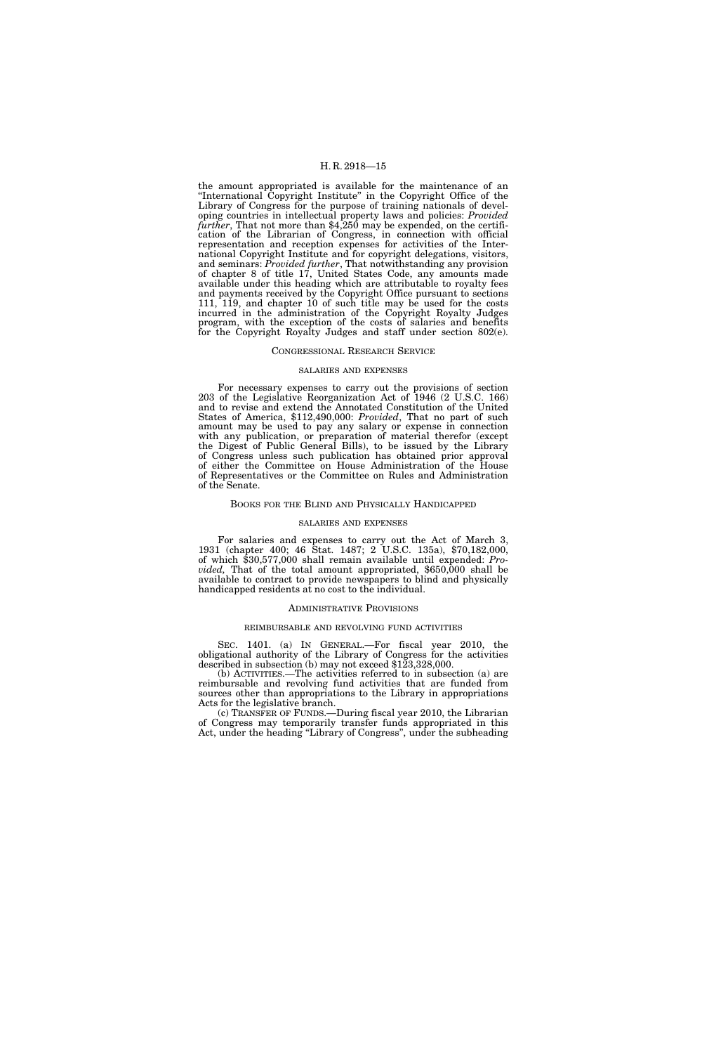the amount appropriated is available for the maintenance of an "International Copyright Institute" in the Copyright Office of the Library of Congress for the purpose of training nationals of developing countries in intellectual property laws and policies: *Provided further*, That not more than $4,250 may be expended, on the certification of the Librarian of Congress, in connection with official representation and reception expenses for activities of the International Copyright Institute and for copyright delegations, visitors, and seminars: *Provided further*, That notwithstanding any provision of chapter 8 of title 17, United States Code, any amounts made available under this heading which are attributable to royalty fees and payments received by the Copyright Office pursuant to sections 111, 119, and chapter 10 of such title may be used for the costs incurred in the administration of the Copyright Royalty Judges program, with the exception of the costs of salaries and benefits for the Copyright Royalty Judges and staff under section 802(e).

## CONGRESSIONAL RESEARCH SERVICE

### SALARIES AND EXPENSES

For necessary expenses to carry out the provisions of section 203 of the Legislative Reorganization Act of 1946 (2 U.S.C. 166) and to revise and extend the Annotated Constitution of the United States of America, $112,490,000: *Provided*, That no part of such amount may be used to pay any salary or expense in connection with any publication, or preparation of material therefor (except the Digest of Public General Bills), to be issued by the Library of Congress unless such publication has obtained prior approval of either the Committee on House Administration of the House of Representatives or the Committee on Rules and Administration of the Senate.

## BOOKS FOR THE BLIND AND PHYSICALLY HANDICAPPED

### SALARIES AND EXPENSES

For salaries and expenses to carry out the Act of March 3, 1931 (chapter 400; 46 Stat. 1487; 2 U.S.C. 135a), $70,182,000, of which $30,577,000 shall remain available until expended: *Provided,* That of the total amount appropriated, $650,000 shall be available to contract to provide newspapers to blind and physically handicapped residents at no cost to the individual.

## ADMINISTRATIVE PROVISIONS

### REIMBURSABLE AND REVOLVING FUND ACTIVITIES

SEC. 1401. (a) IN GENERAL.—For fiscal year 2010, the obligational authority of the Library of Congress for the activities described in subsection (b) may not exceed $123,328,000.

(b) ACTIVITIES.—The activities referred to in subsection (a) are reimbursable and revolving fund activities that are funded from sources other than appropriations to the Library in appropriations Acts for the legislative branch.

(c) TRANSFER OF FUNDS.—During fiscal year 2010, the Librarian of Congress may temporarily transfer funds appropriated in this Act, under the heading "Library of Congress", under the subheading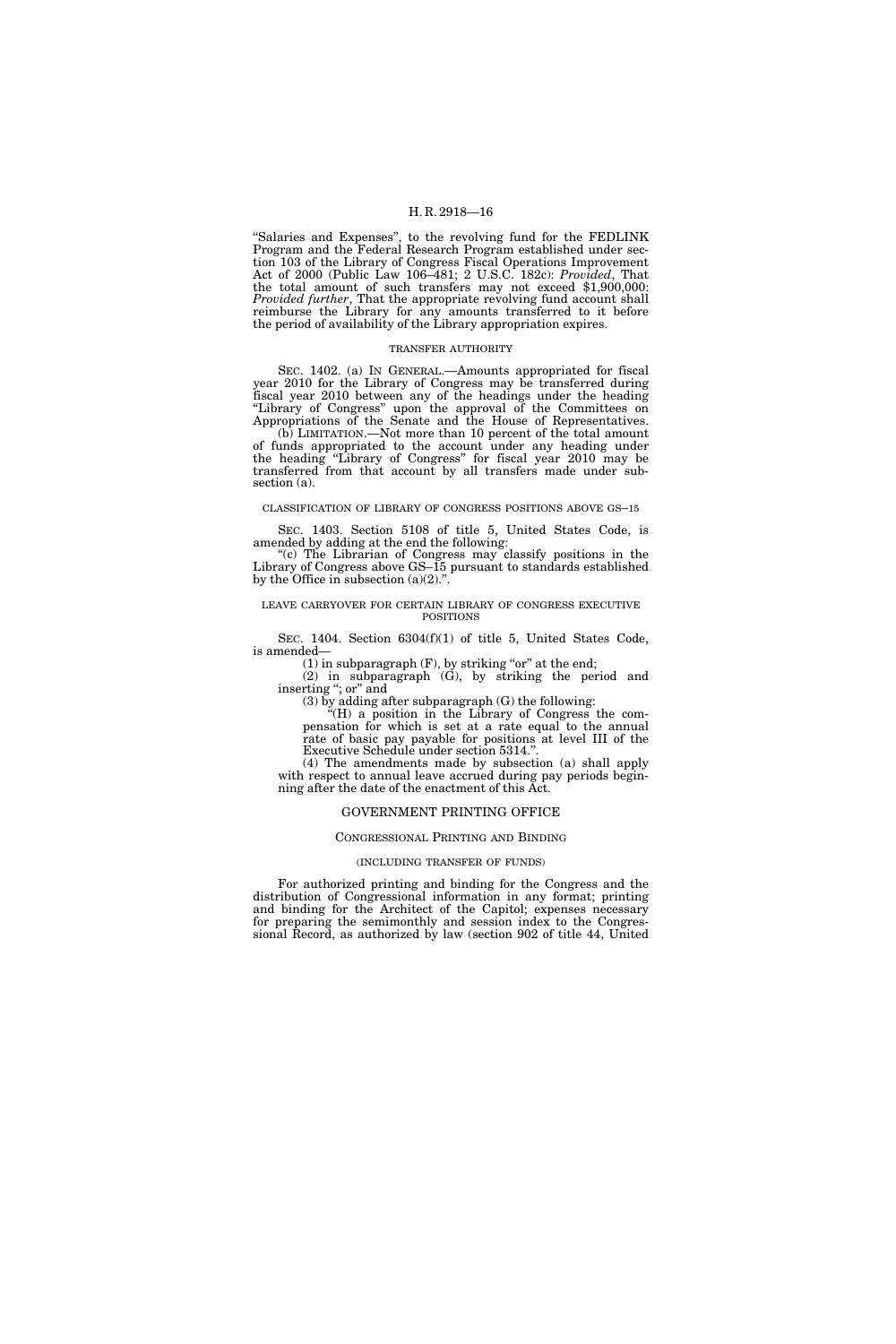"Salaries and Expenses", to the revolving fund for the FEDLINK Program and the Federal Research Program established under section 103 of the Library of Congress Fiscal Operations Improvement Act of 2000 (Public Law 106–481; 2 U.S.C. 182c): *Provided*, That the total amount of such transfers may not exceed $1,900,000: *Provided further*, That the appropriate revolving fund account shall reimburse the Library for any amounts transferred to it before the period of availability of the Library appropriation expires.

TRANSFER AUTHORITY

SEC. 1402. (a) IN GENERAL.—Amounts appropriated for fiscal year 2010 for the Library of Congress may be transferred during fiscal year 2010 between any of the headings under the heading "Library of Congress" upon the approval of the Committees on Appropriations of the Senate and the House of Representatives.

(b) LIMITATION.—Not more than 10 percent of the total amount of funds appropriated to the account under any heading under the heading "Library of Congress" for fiscal year 2010 may be transferred from that account by all transfers made under subsection (a).

CLASSIFICATION OF LIBRARY OF CONGRESS POSITIONS ABOVE GS–15

SEC. 1403. Section 5108 of title 5, United States Code, is amended by adding at the end the following:

"(c) The Librarian of Congress may classify positions in the Library of Congress above GS–15 pursuant to standards established by the Office in subsection (a)(2).".

LEAVE CARRYOVER FOR CERTAIN LIBRARY OF CONGRESS EXECUTIVE POSITIONS

SEC. 1404. Section 6304(f)(1) of title 5, United States Code, is amended—

(1) in subparagraph (F), by striking "or" at the end;

(2) in subparagraph (G), by striking the period and inserting "; or" and

(3) by adding after subparagraph (G) the following:

"(H) a position in the Library of Congress the compensation for which is set at a rate equal to the annual rate of basic pay payable for positions at level III of the Executive Schedule under section 5314.".

(4) The amendments made by subsection (a) shall apply with respect to annual leave accrued during pay periods beginning after the date of the enactment of this Act.

## GOVERNMENT PRINTING OFFICE

### CONGRESSIONAL PRINTING AND BINDING

(INCLUDING TRANSFER OF FUNDS)

For authorized printing and binding for the Congress and the distribution of Congressional information in any format; printing and binding for the Architect of the Capitol; expenses necessary for preparing the semimonthly and session index to the Congressional Record, as authorized by law (section 902 of title 44, United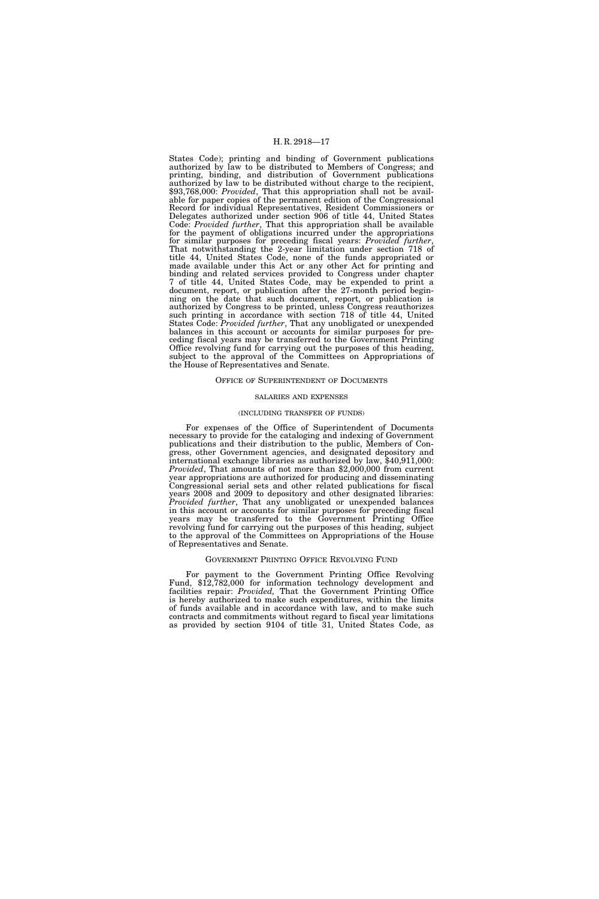States Code); printing and binding of Government publications authorized by law to be distributed to Members of Congress; and printing, binding, and distribution of Government publications authorized by law to be distributed without charge to the recipient, $93,768,000: *Provided*, That this appropriation shall not be available for paper copies of the permanent edition of the Congressional Record for individual Representatives, Resident Commissioners or Delegates authorized under section 906 of title 44, United States Code: *Provided further*, That this appropriation shall be available for the payment of obligations incurred under the appropriations for similar purposes for preceding fiscal years: *Provided further*, That notwithstanding the 2-year limitation under section 718 of title 44, United States Code, none of the funds appropriated or made available under this Act or any other Act for printing and binding and related services provided to Congress under chapter 7 of title 44, United States Code, may be expended to print a document, report, or publication after the 27-month period beginning on the date that such document, report, or publication is authorized by Congress to be printed, unless Congress reauthorizes such printing in accordance with section 718 of title 44, United States Code: *Provided further*, That any unobligated or unexpended balances in this account or accounts for similar purposes for preceding fiscal years may be transferred to the Government Printing Office revolving fund for carrying out the purposes of this heading, subject to the approval of the Committees on Appropriations of the House of Representatives and Senate.

## OFFICE OF SUPERINTENDENT OF DOCUMENTS

### SALARIES AND EXPENSES

#### (INCLUDING TRANSFER OF FUNDS)

For expenses of the Office of Superintendent of Documents necessary to provide for the cataloging and indexing of Government publications and their distribution to the public, Members of Congress, other Government agencies, and designated depository and international exchange libraries as authorized by law, $40,911,000: *Provided*, That amounts of not more than $2,000,000 from current year appropriations are authorized for producing and disseminating Congressional serial sets and other related publications for fiscal years 2008 and 2009 to depository and other designated libraries: *Provided further*, That any unobligated or unexpended balances in this account or accounts for similar purposes for preceding fiscal years may be transferred to the Government Printing Office revolving fund for carrying out the purposes of this heading, subject to the approval of the Committees on Appropriations of the House of Representatives and Senate.

## GOVERNMENT PRINTING OFFICE REVOLVING FUND

For payment to the Government Printing Office Revolving Fund, $12,782,000 for information technology development and facilities repair: *Provided,* That the Government Printing Office is hereby authorized to make such expenditures, within the limits of funds available and in accordance with law, and to make such contracts and commitments without regard to fiscal year limitations as provided by section 9104 of title 31, United States Code, as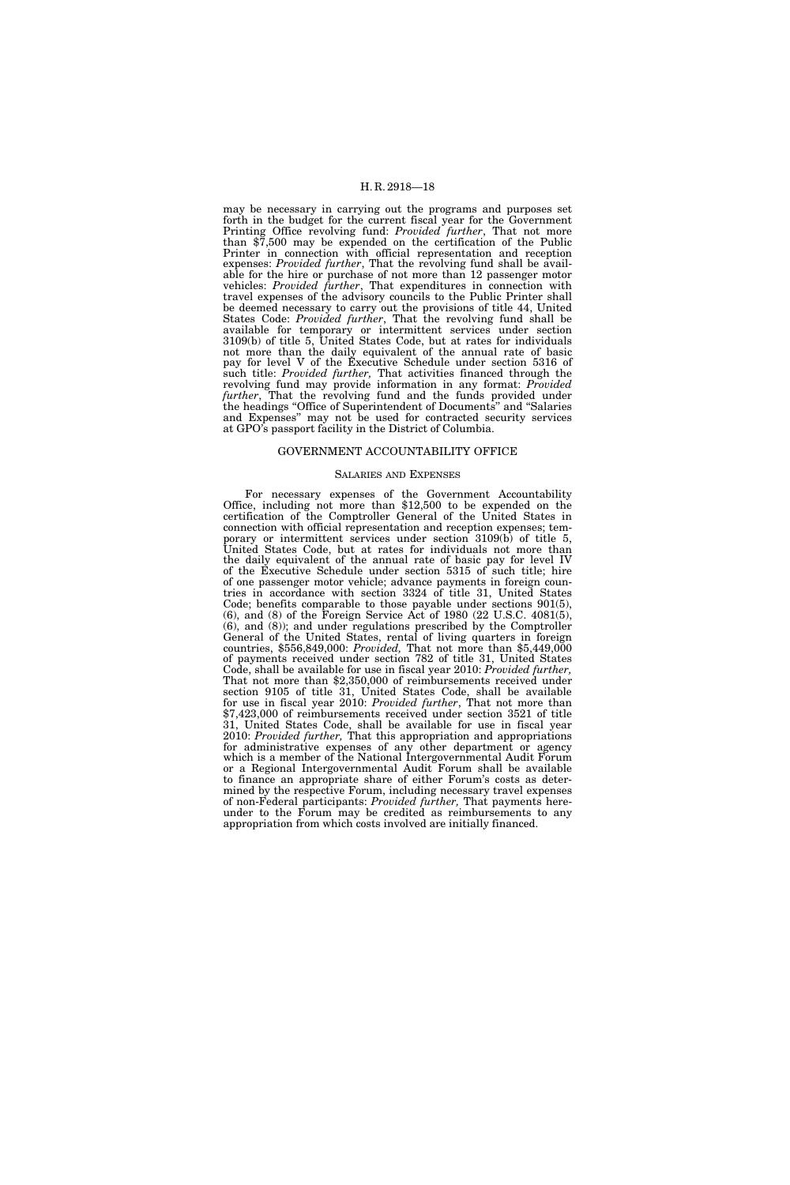may be necessary in carrying out the programs and purposes set forth in the budget for the current fiscal year for the Government Printing Office revolving fund: *Provided further*, That not more than $7,500 may be expended on the certification of the Public Printer in connection with official representation and reception expenses: *Provided further*, That the revolving fund shall be available for the hire or purchase of not more than 12 passenger motor vehicles: *Provided further*, That expenditures in connection with travel expenses of the advisory councils to the Public Printer shall be deemed necessary to carry out the provisions of title 44, United States Code: *Provided further*, That the revolving fund shall be available for temporary or intermittent services under section 3109(b) of title 5, United States Code, but at rates for individuals not more than the daily equivalent of the annual rate of basic pay for level V of the Executive Schedule under section 5316 of such title: *Provided further,* That activities financed through the revolving fund may provide information in any format: *Provided further*, That the revolving fund and the funds provided under the headings "Office of Superintendent of Documents" and "Salaries and Expenses" may not be used for contracted security services at GPO's passport facility in the District of Columbia.

## GOVERNMENT ACCOUNTABILITY OFFICE

### SALARIES AND EXPENSES

For necessary expenses of the Government Accountability Office, including not more than $12,500 to be expended on the certification of the Comptroller General of the United States in connection with official representation and reception expenses; temporary or intermittent services under section 3109(b) of title 5, United States Code, but at rates for individuals not more than the daily equivalent of the annual rate of basic pay for level IV of the Executive Schedule under section 5315 of such title; hire of one passenger motor vehicle; advance payments in foreign countries in accordance with section 3324 of title 31, United States Code; benefits comparable to those payable under sections 901(5), (6), and (8) of the Foreign Service Act of 1980 (22 U.S.C. 4081(5), (6), and (8)); and under regulations prescribed by the Comptroller General of the United States, rental of living quarters in foreign countries, $556,849,000: *Provided,* That not more than $5,449,000 of payments received under section 782 of title 31, United States Code, shall be available for use in fiscal year 2010: *Provided further,* That not more than $2,350,000 of reimbursements received under section 9105 of title 31, United States Code, shall be available for use in fiscal year 2010: *Provided further*, That not more than $7,423,000 of reimbursements received under section 3521 of title 31, United States Code, shall be available for use in fiscal year 2010: *Provided further,* That this appropriation and appropriations for administrative expenses of any other department or agency which is a member of the National Intergovernmental Audit Forum or a Regional Intergovernmental Audit Forum shall be available to finance an appropriate share of either Forum's costs as determined by the respective Forum, including necessary travel expenses of non-Federal participants: *Provided further,* That payments hereunder to the Forum may be credited as reimbursements to any appropriation from which costs involved are initially financed.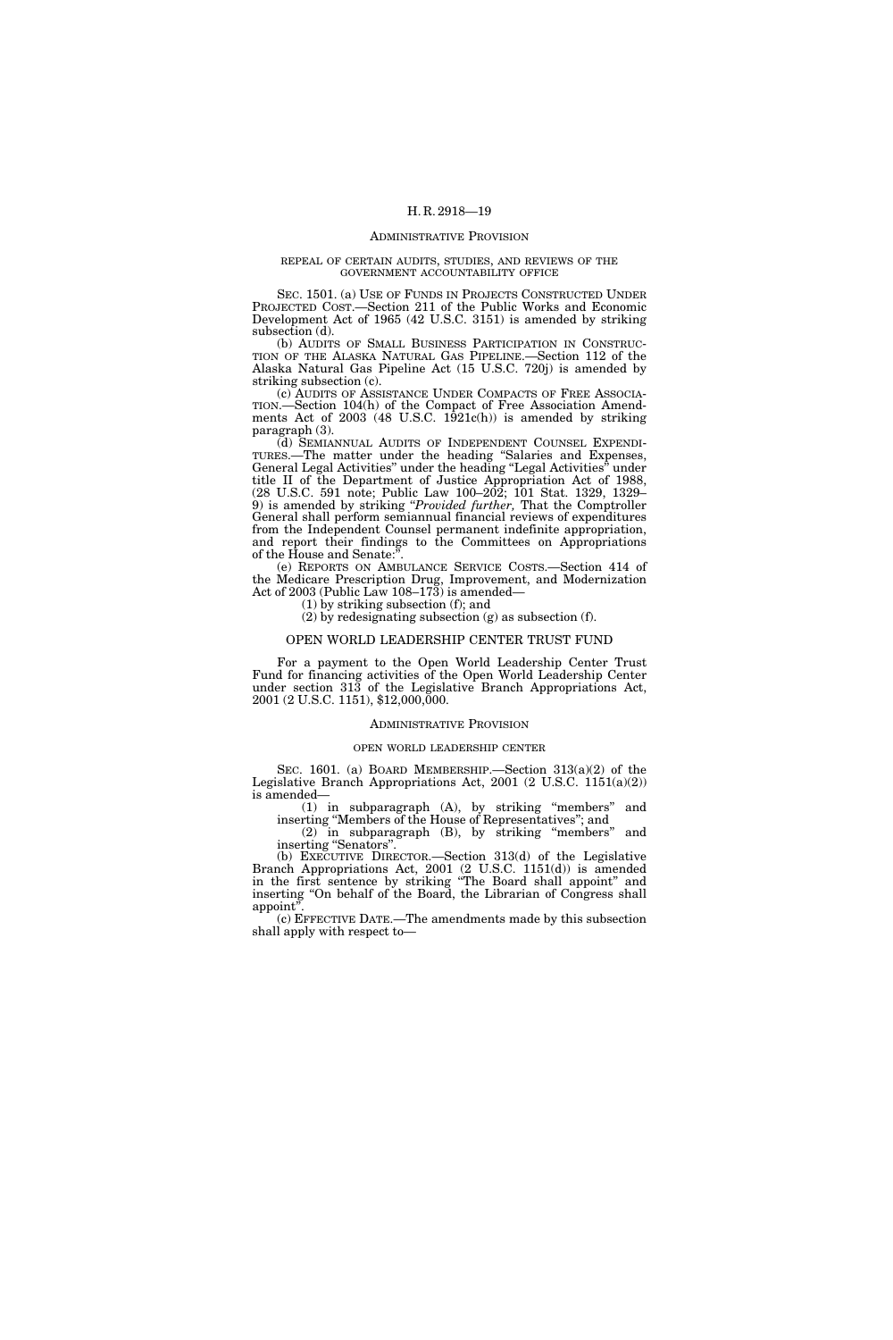## ADMINISTRATIVE PROVISION

### REPEAL OF CERTAIN AUDITS, STUDIES, AND REVIEWS OF THE GOVERNMENT ACCOUNTABILITY OFFICE

SEC. 1501. (a) USE OF FUNDS IN PROJECTS CONSTRUCTED UNDER PROJECTED COST.—Section 211 of the Public Works and Economic Development Act of 1965 (42 U.S.C. 3151) is amended by striking subsection (d).

(b) AUDITS OF SMALL BUSINESS PARTICIPATION IN CONSTRUCTION OF THE ALASKA NATURAL GAS PIPELINE.—Section 112 of the Alaska Natural Gas Pipeline Act (15 U.S.C. 720j) is amended by striking subsection (c).

(c) AUDITS OF ASSISTANCE UNDER COMPACTS OF FREE ASSOCIATION.—Section 104(h) of the Compact of Free Association Amendments Act of 2003 (48 U.S.C. 1921c(h)) is amended by striking paragraph (3).

(d) SEMIANNUAL AUDITS OF INDEPENDENT COUNSEL EXPENDITURES.—The matter under the heading "Salaries and Expenses, General Legal Activities" under the heading "Legal Activities" under title II of the Department of Justice Appropriation Act of 1988, (28 U.S.C. 591 note; Public Law 100–202; 101 Stat. 1329, 1329–9) is amended by striking "*Provided further,* That the Comptroller General shall perform semiannual financial reviews of expenditures from the Independent Counsel permanent indefinite appropriation, and report their findings to the Committees on Appropriations of the House and Senate:".

(e) REPORTS ON AMBULANCE SERVICE COSTS.—Section 414 of the Medicare Prescription Drug, Improvement, and Modernization Act of 2003 (Public Law 108–173) is amended—

(1) by striking subsection (f); and

(2) by redesignating subsection (g) as subsection (f).

## OPEN WORLD LEADERSHIP CENTER TRUST FUND

For a payment to the Open World Leadership Center Trust Fund for financing activities of the Open World Leadership Center under section 313 of the Legislative Branch Appropriations Act, 2001 (2 U.S.C. 1151), $12,000,000.

## ADMINISTRATIVE PROVISION

### OPEN WORLD LEADERSHIP CENTER

SEC. 1601. (a) BOARD MEMBERSHIP.—Section 313(a)(2) of the Legislative Branch Appropriations Act, 2001 (2 U.S.C. 1151(a)(2)) is amended—

(1) in subparagraph (A), by striking "members" and inserting "Members of the House of Representatives"; and

(2) in subparagraph (B), by striking "members" and inserting "Senators".

(b) EXECUTIVE DIRECTOR.—Section 313(d) of the Legislative Branch Appropriations Act, 2001 (2 U.S.C. 1151(d)) is amended in the first sentence by striking "The Board shall appoint" and inserting "On behalf of the Board, the Librarian of Congress shall appoint".

(c) EFFECTIVE DATE.—The amendments made by this subsection shall apply with respect to—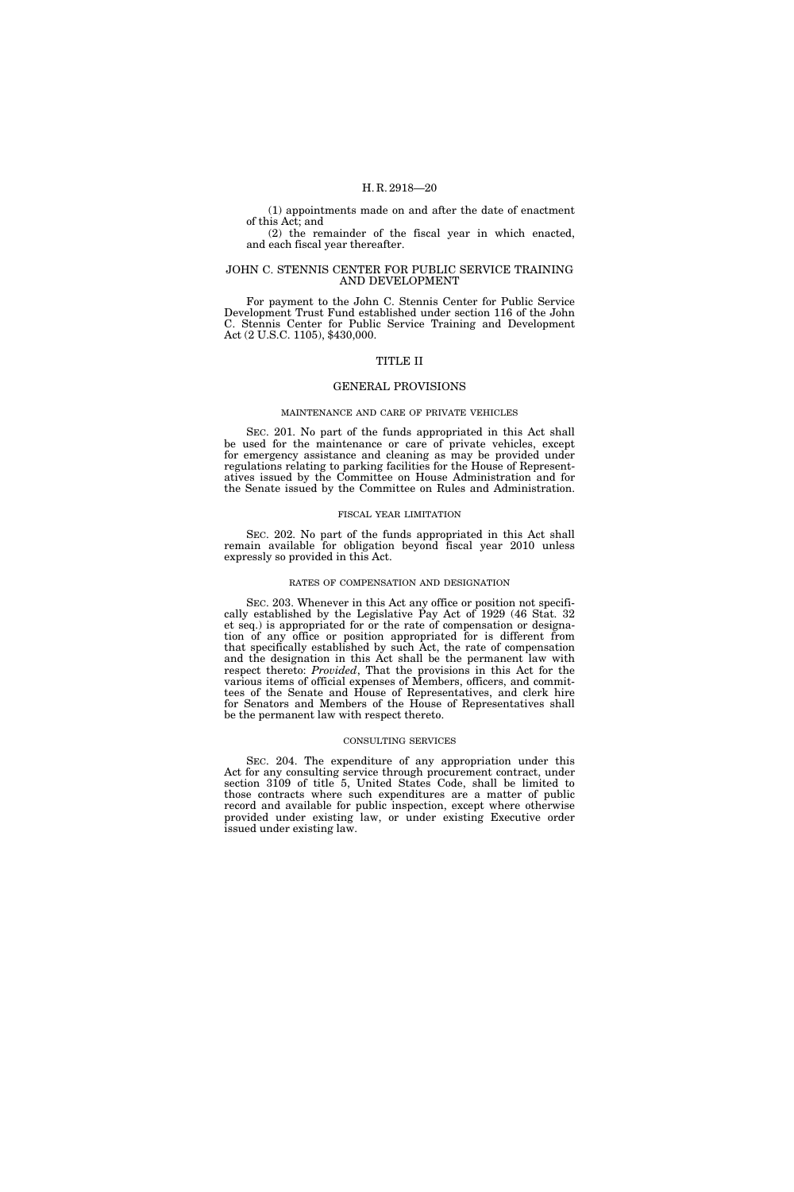(1) appointments made on and after the date of enactment of this Act; and

(2) the remainder of the fiscal year in which enacted, and each fiscal year thereafter.

## JOHN C. STENNIS CENTER FOR PUBLIC SERVICE TRAINING AND DEVELOPMENT

For payment to the John C. Stennis Center for Public Service Development Trust Fund established under section 116 of the John C. Stennis Center for Public Service Training and Development Act (2 U.S.C. 1105), $430,000.

# TITLE II

## GENERAL PROVISIONS

### MAINTENANCE AND CARE OF PRIVATE VEHICLES

SEC. 201. No part of the funds appropriated in this Act shall be used for the maintenance or care of private vehicles, except for emergency assistance and cleaning as may be provided under regulations relating to parking facilities for the House of Representatives issued by the Committee on House Administration and for the Senate issued by the Committee on Rules and Administration.

### FISCAL YEAR LIMITATION

SEC. 202. No part of the funds appropriated in this Act shall remain available for obligation beyond fiscal year 2010 unless expressly so provided in this Act.

### RATES OF COMPENSATION AND DESIGNATION

SEC. 203. Whenever in this Act any office or position not specifically established by the Legislative Pay Act of 1929 (46 Stat. 32 et seq.) is appropriated for or the rate of compensation or designation of any office or position appropriated for is different from that specifically established by such Act, the rate of compensation and the designation in this Act shall be the permanent law with respect thereto: *Provided*, That the provisions in this Act for the various items of official expenses of Members, officers, and committees of the Senate and House of Representatives, and clerk hire for Senators and Members of the House of Representatives shall be the permanent law with respect thereto.

### CONSULTING SERVICES

SEC. 204. The expenditure of any appropriation under this Act for any consulting service through procurement contract, under section 3109 of title 5, United States Code, shall be limited to those contracts where such expenditures are a matter of public record and available for public inspection, except where otherwise provided under existing law, or under existing Executive order issued under existing law.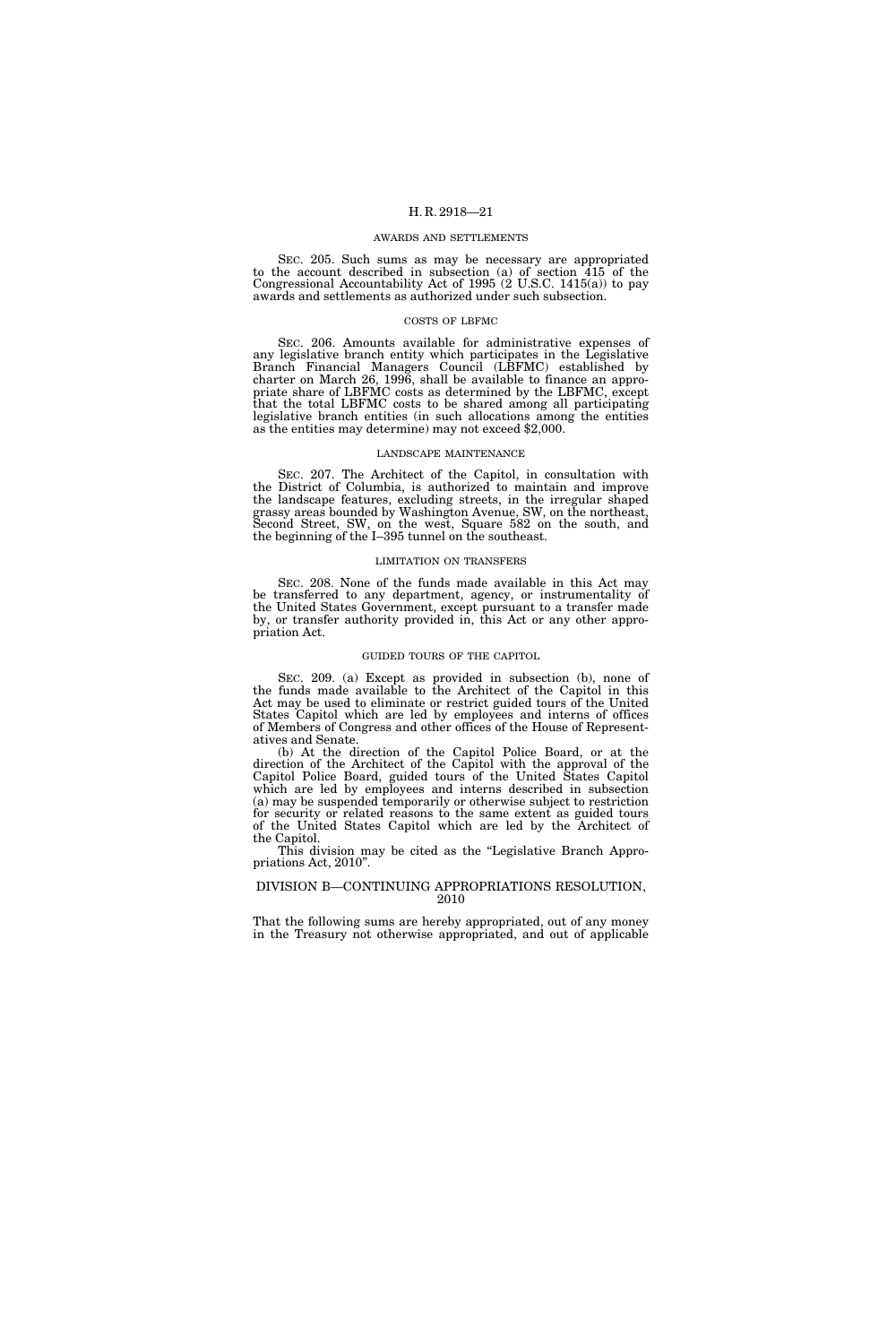AWARDS AND SETTLEMENTS

SEC. 205. Such sums as may be necessary are appropriated to the account described in subsection (a) of section 415 of the Congressional Accountability Act of 1995 (2 U.S.C. 1415(a)) to pay awards and settlements as authorized under such subsection.

COSTS OF LBFMC

SEC. 206. Amounts available for administrative expenses of any legislative branch entity which participates in the Legislative Branch Financial Managers Council (LBFMC) established by charter on March 26, 1996, shall be available to finance an appropriate share of LBFMC costs as determined by the LBFMC, except that the total LBFMC costs to be shared among all participating legislative branch entities (in such allocations among the entities as the entities may determine) may not exceed $2,000.

LANDSCAPE MAINTENANCE

SEC. 207. The Architect of the Capitol, in consultation with the District of Columbia, is authorized to maintain and improve the landscape features, excluding streets, in the irregular shaped grassy areas bounded by Washington Avenue, SW, on the northeast, Second Street, SW, on the west, Square 582 on the south, and the beginning of the I–395 tunnel on the southeast.

LIMITATION ON TRANSFERS

SEC. 208. None of the funds made available in this Act may be transferred to any department, agency, or instrumentality of the United States Government, except pursuant to a transfer made by, or transfer authority provided in, this Act or any other appropriation Act.

GUIDED TOURS OF THE CAPITOL

SEC. 209. (a) Except as provided in subsection (b), none of the funds made available to the Architect of the Capitol in this Act may be used to eliminate or restrict guided tours of the United States Capitol which are led by employees and interns of offices of Members of Congress and other offices of the House of Representatives and Senate.

(b) At the direction of the Capitol Police Board, or at the direction of the Architect of the Capitol with the approval of the Capitol Police Board, guided tours of the United States Capitol which are led by employees and interns described in subsection (a) may be suspended temporarily or otherwise subject to restriction for security or related reasons to the same extent as guided tours of the United States Capitol which are led by the Architect of the Capitol.

This division may be cited as the "Legislative Branch Appropriations Act, 2010".

## DIVISION B—CONTINUING APPROPRIATIONS RESOLUTION, 2010

That the following sums are hereby appropriated, out of any money in the Treasury not otherwise appropriated, and out of applicable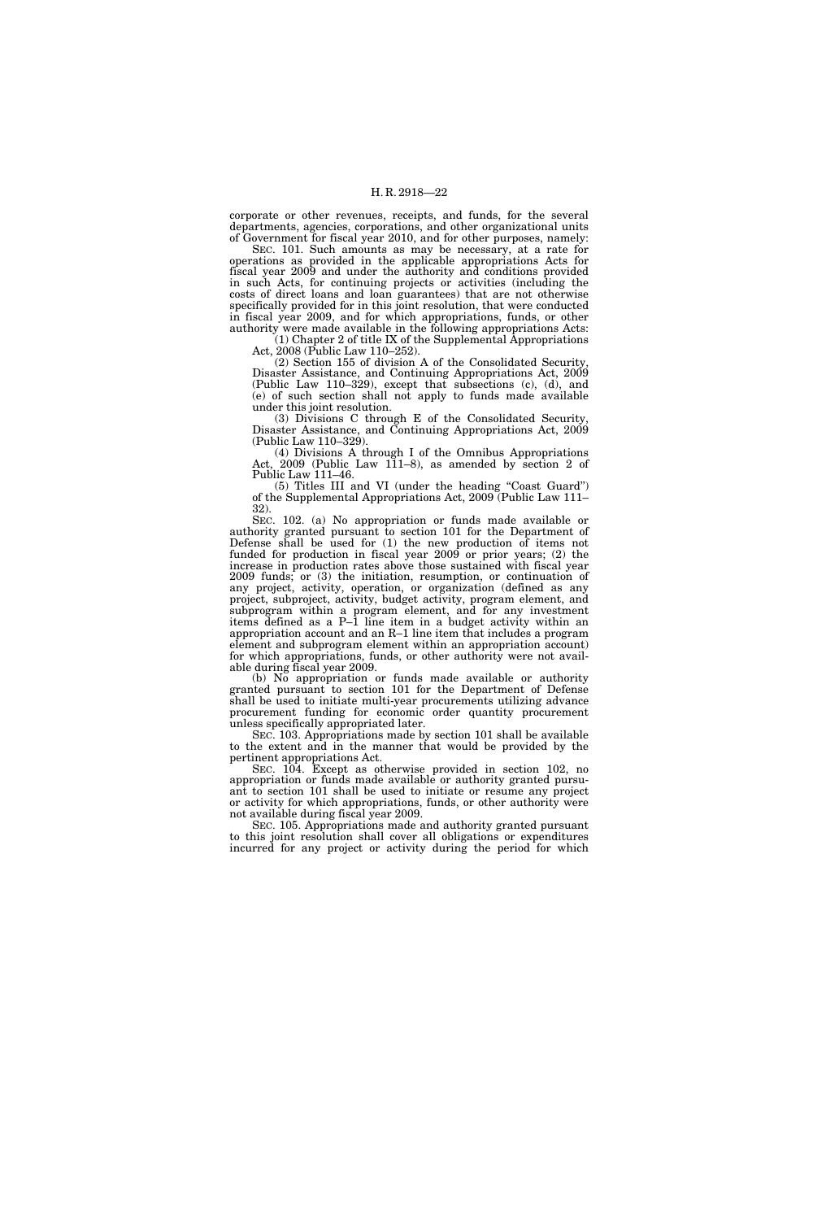corporate or other revenues, receipts, and funds, for the several departments, agencies, corporations, and other organizational units of Government for fiscal year 2010, and for other purposes, namely:

SEC. 101. Such amounts as may be necessary, at a rate for operations as provided in the applicable appropriations Acts for fiscal year 2009 and under the authority and conditions provided in such Acts, for continuing projects or activities (including the costs of direct loans and loan guarantees) that are not otherwise specifically provided for in this joint resolution, that were conducted in fiscal year 2009, and for which appropriations, funds, or other authority were made available in the following appropriations Acts:

(1) Chapter 2 of title IX of the Supplemental Appropriations Act, 2008 (Public Law 110–252).

(2) Section 155 of division A of the Consolidated Security, Disaster Assistance, and Continuing Appropriations Act, 2009 (Public Law 110–329), except that subsections (c), (d), and (e) of such section shall not apply to funds made available under this joint resolution.

(3) Divisions C through E of the Consolidated Security, Disaster Assistance, and Continuing Appropriations Act, 2009 (Public Law 110–329).

(4) Divisions A through I of the Omnibus Appropriations Act, 2009 (Public Law 111–8), as amended by section 2 of Public Law 111–46.

(5) Titles III and VI (under the heading "Coast Guard") of the Supplemental Appropriations Act, 2009 (Public Law 111–32).

SEC. 102. (a) No appropriation or funds made available or authority granted pursuant to section 101 for the Department of Defense shall be used for (1) the new production of items not funded for production in fiscal year 2009 or prior years; (2) the increase in production rates above those sustained with fiscal year 2009 funds; or (3) the initiation, resumption, or continuation of any project, activity, operation, or organization (defined as any project, subproject, activity, budget activity, program element, and subprogram within a program element, and for any investment items defined as a P–1 line item in a budget activity within an appropriation account and an R–1 line item that includes a program element and subprogram element within an appropriation account) for which appropriations, funds, or other authority were not available during fiscal year 2009.

(b) No appropriation or funds made available or authority granted pursuant to section 101 for the Department of Defense shall be used to initiate multi-year procurements utilizing advance procurement funding for economic order quantity procurement unless specifically appropriated later.

SEC. 103. Appropriations made by section 101 shall be available to the extent and in the manner that would be provided by the pertinent appropriations Act.

SEC. 104. Except as otherwise provided in section 102, no appropriation or funds made available or authority granted pursuant to section 101 shall be used to initiate or resume any project or activity for which appropriations, funds, or other authority were not available during fiscal year 2009.

SEC. 105. Appropriations made and authority granted pursuant to this joint resolution shall cover all obligations or expenditures incurred for any project or activity during the period for which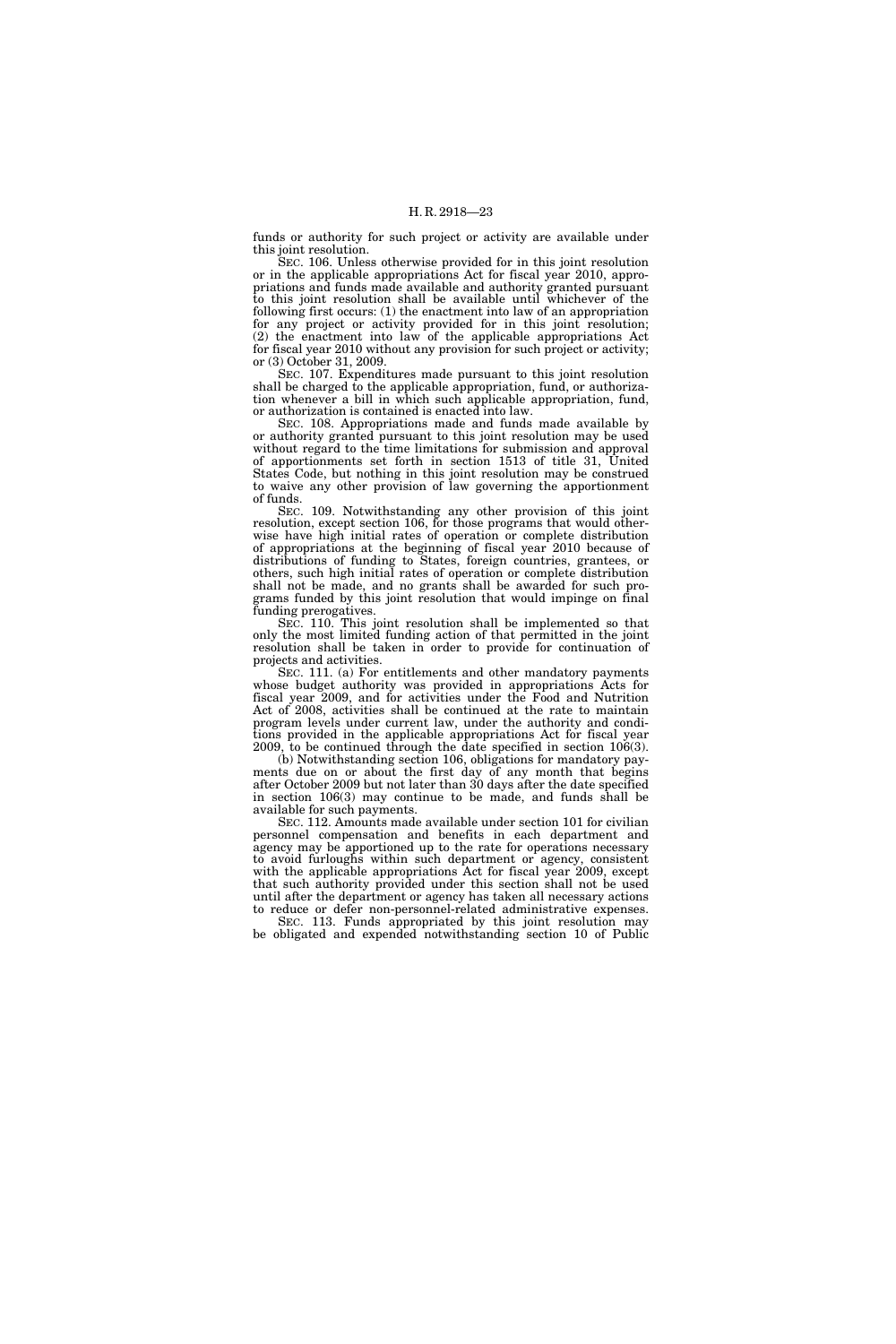funds or authority for such project or activity are available under this joint resolution.

SEC. 106. Unless otherwise provided for in this joint resolution or in the applicable appropriations Act for fiscal year 2010, appropriations and funds made available and authority granted pursuant to this joint resolution shall be available until whichever of the following first occurs: (1) the enactment into law of an appropriation for any project or activity provided for in this joint resolution; (2) the enactment into law of the applicable appropriations Act for fiscal year 2010 without any provision for such project or activity; or (3) October 31, 2009.

SEC. 107. Expenditures made pursuant to this joint resolution shall be charged to the applicable appropriation, fund, or authorization whenever a bill in which such applicable appropriation, fund, or authorization is contained is enacted into law.

SEC. 108. Appropriations made and funds made available by or authority granted pursuant to this joint resolution may be used without regard to the time limitations for submission and approval of apportionments set forth in section 1513 of title 31, United States Code, but nothing in this joint resolution may be construed to waive any other provision of law governing the apportionment of funds.

SEC. 109. Notwithstanding any other provision of this joint resolution, except section 106, for those programs that would otherwise have high initial rates of operation or complete distribution of appropriations at the beginning of fiscal year 2010 because of distributions of funding to States, foreign countries, grantees, or others, such high initial rates of operation or complete distribution shall not be made, and no grants shall be awarded for such programs funded by this joint resolution that would impinge on final funding prerogatives.

SEC. 110. This joint resolution shall be implemented so that only the most limited funding action of that permitted in the joint resolution shall be taken in order to provide for continuation of projects and activities.

SEC. 111. (a) For entitlements and other mandatory payments whose budget authority was provided in appropriations Acts for fiscal year 2009, and for activities under the Food and Nutrition Act of 2008, activities shall be continued at the rate to maintain program levels under current law, under the authority and conditions provided in the applicable appropriations Act for fiscal year 2009, to be continued through the date specified in section 106(3).

(b) Notwithstanding section 106, obligations for mandatory payments due on or about the first day of any month that begins after October 2009 but not later than 30 days after the date specified in section 106(3) may continue to be made, and funds shall be available for such payments.

SEC. 112. Amounts made available under section 101 for civilian personnel compensation and benefits in each department and agency may be apportioned up to the rate for operations necessary to avoid furloughs within such department or agency, consistent with the applicable appropriations Act for fiscal year 2009, except that such authority provided under this section shall not be used until after the department or agency has taken all necessary actions to reduce or defer non-personnel-related administrative expenses.

SEC. 113. Funds appropriated by this joint resolution may be obligated and expended notwithstanding section 10 of Public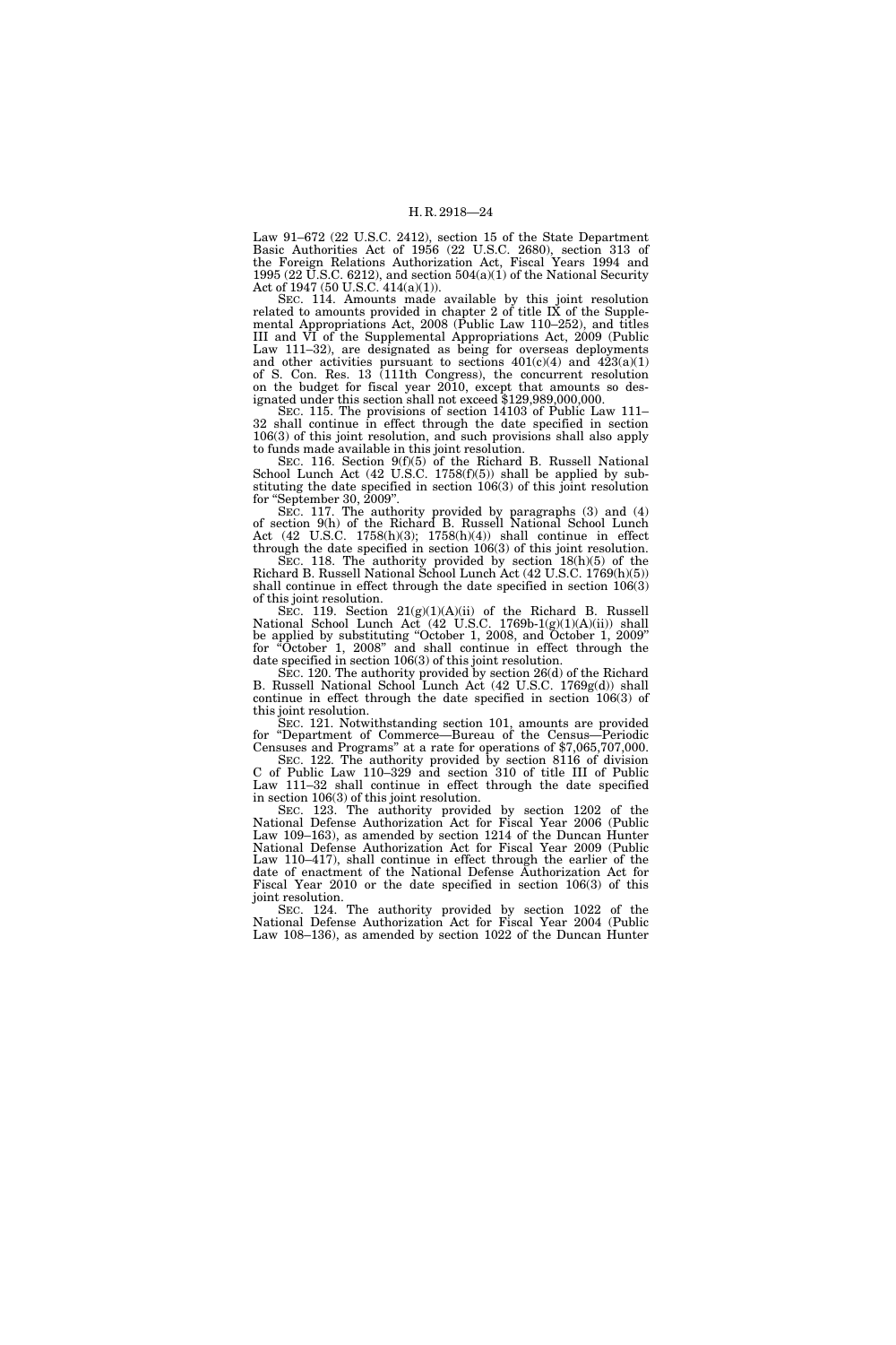Law 91–672 (22 U.S.C. 2412), section 15 of the State Department Basic Authorities Act of 1956 (22 U.S.C. 2680), section 313 of the Foreign Relations Authorization Act, Fiscal Years 1994 and 1995 (22 U.S.C. 6212), and section 504(a)(1) of the National Security Act of 1947 (50 U.S.C. 414(a)(1)).

SEC. 114. Amounts made available by this joint resolution related to amounts provided in chapter 2 of title IX of the Supplemental Appropriations Act, 2008 (Public Law 110–252), and titles III and VI of the Supplemental Appropriations Act, 2009 (Public Law 111–32), are designated as being for overseas deployments and other activities pursuant to sections 401(c)(4) and 423(a)(1) of S. Con. Res. 13 (111th Congress), the concurrent resolution on the budget for fiscal year 2010, except that amounts so designated under this section shall not exceed $129,989,000,000.

SEC. 115. The provisions of section 14103 of Public Law 111–32 shall continue in effect through the date specified in section 106(3) of this joint resolution, and such provisions shall also apply to funds made available in this joint resolution.

SEC. 116. Section 9(f)(5) of the Richard B. Russell National School Lunch Act (42 U.S.C. 1758(f)(5)) shall be applied by substituting the date specified in section 106(3) of this joint resolution for "September 30, 2009".

SEC. 117. The authority provided by paragraphs (3) and (4) of section 9(h) of the Richard B. Russell National School Lunch Act (42 U.S.C. 1758(h)(3); 1758(h)(4)) shall continue in effect through the date specified in section 106(3) of this joint resolution.

SEC. 118. The authority provided by section 18(h)(5) of the Richard B. Russell National School Lunch Act (42 U.S.C. 1769(h)(5)) shall continue in effect through the date specified in section 106(3) of this joint resolution.

SEC. 119. Section 21(g)(1)(A)(ii) of the Richard B. Russell National School Lunch Act (42 U.S.C. 1769b-1(g)(1)(A)(ii)) shall be applied by substituting "October 1, 2008, and October 1, 2009" for "October 1, 2008" and shall continue in effect through the date specified in section 106(3) of this joint resolution.

SEC. 120. The authority provided by section 26(d) of the Richard B. Russell National School Lunch Act (42 U.S.C. 1769g(d)) shall continue in effect through the date specified in section 106(3) of this joint resolution.

SEC. 121. Notwithstanding section 101, amounts are provided for "Department of Commerce—Bureau of the Census—Periodic Censuses and Programs" at a rate for operations of $7,065,707,000.

SEC. 122. The authority provided by section 8116 of division C of Public Law 110–329 and section 310 of title III of Public Law 111–32 shall continue in effect through the date specified in section 106(3) of this joint resolution.

SEC. 123. The authority provided by section 1202 of the National Defense Authorization Act for Fiscal Year 2006 (Public Law 109–163), as amended by section 1214 of the Duncan Hunter National Defense Authorization Act for Fiscal Year 2009 (Public Law 110–417), shall continue in effect through the earlier of the date of enactment of the National Defense Authorization Act for Fiscal Year 2010 or the date specified in section 106(3) of this joint resolution.

SEC. 124. The authority provided by section 1022 of the National Defense Authorization Act for Fiscal Year 2004 (Public Law 108–136), as amended by section 1022 of the Duncan Hunter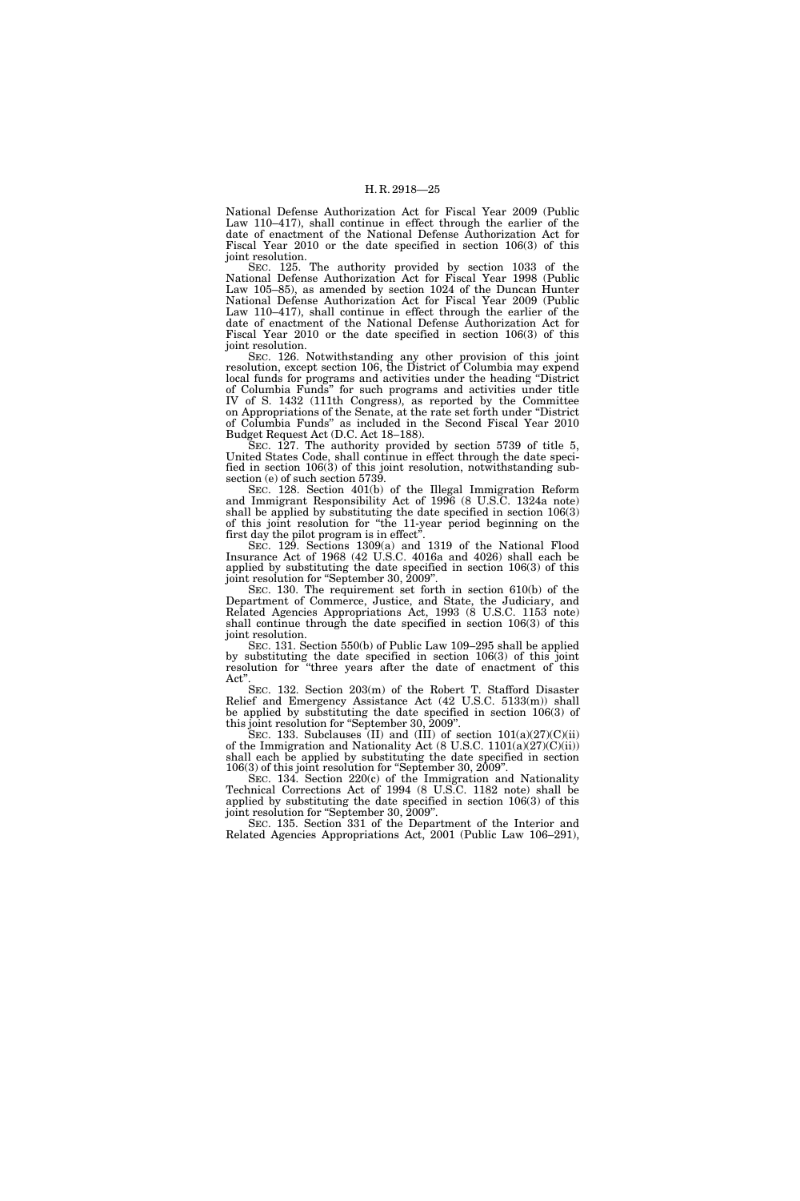National Defense Authorization Act for Fiscal Year 2009 (Public Law 110–417), shall continue in effect through the earlier of the date of enactment of the National Defense Authorization Act for Fiscal Year 2010 or the date specified in section 106(3) of this joint resolution.

SEC. 125. The authority provided by section 1033 of the National Defense Authorization Act for Fiscal Year 1998 (Public Law 105–85), as amended by section 1024 of the Duncan Hunter National Defense Authorization Act for Fiscal Year 2009 (Public Law 110–417), shall continue in effect through the earlier of the date of enactment of the National Defense Authorization Act for Fiscal Year 2010 or the date specified in section 106(3) of this joint resolution.

SEC. 126. Notwithstanding any other provision of this joint resolution, except section 106, the District of Columbia may expend local funds for programs and activities under the heading "District of Columbia Funds" for such programs and activities under title IV of S. 1432 (111th Congress), as reported by the Committee on Appropriations of the Senate, at the rate set forth under "District of Columbia Funds" as included in the Second Fiscal Year 2010 Budget Request Act (D.C. Act 18–188).

SEC. 127. The authority provided by section 5739 of title 5, United States Code, shall continue in effect through the date specified in section 106(3) of this joint resolution, notwithstanding subsection (e) of such section 5739.

SEC. 128. Section 401(b) of the Illegal Immigration Reform and Immigrant Responsibility Act of 1996 (8 U.S.C. 1324a note) shall be applied by substituting the date specified in section 106(3) of this joint resolution for "the 11-year period beginning on the first day the pilot program is in effect".

SEC. 129. Sections 1309(a) and 1319 of the National Flood Insurance Act of 1968 (42 U.S.C. 4016a and 4026) shall each be applied by substituting the date specified in section 106(3) of this joint resolution for "September 30, 2009".

SEC. 130. The requirement set forth in section 610(b) of the Department of Commerce, Justice, and State, the Judiciary, and Related Agencies Appropriations Act, 1993 (8 U.S.C. 1153 note) shall continue through the date specified in section 106(3) of this joint resolution.

SEC. 131. Section 550(b) of Public Law 109–295 shall be applied by substituting the date specified in section 106(3) of this joint resolution for "three years after the date of enactment of this Act".

SEC. 132. Section 203(m) of the Robert T. Stafford Disaster Relief and Emergency Assistance Act (42 U.S.C. 5133(m)) shall be applied by substituting the date specified in section 106(3) of this joint resolution for "September 30, 2009".

SEC. 133. Subclauses (II) and (III) of section 101(a)(27)(C)(ii) of the Immigration and Nationality Act (8 U.S.C. 1101(a)(27)(C)(ii)) shall each be applied by substituting the date specified in section 106(3) of this joint resolution for "September 30, 2009".

SEC. 134. Section 220(c) of the Immigration and Nationality Technical Corrections Act of 1994 (8 U.S.C. 1182 note) shall be applied by substituting the date specified in section 106(3) of this joint resolution for "September 30, 2009".

SEC. 135. Section 331 of the Department of the Interior and Related Agencies Appropriations Act, 2001 (Public Law 106–291),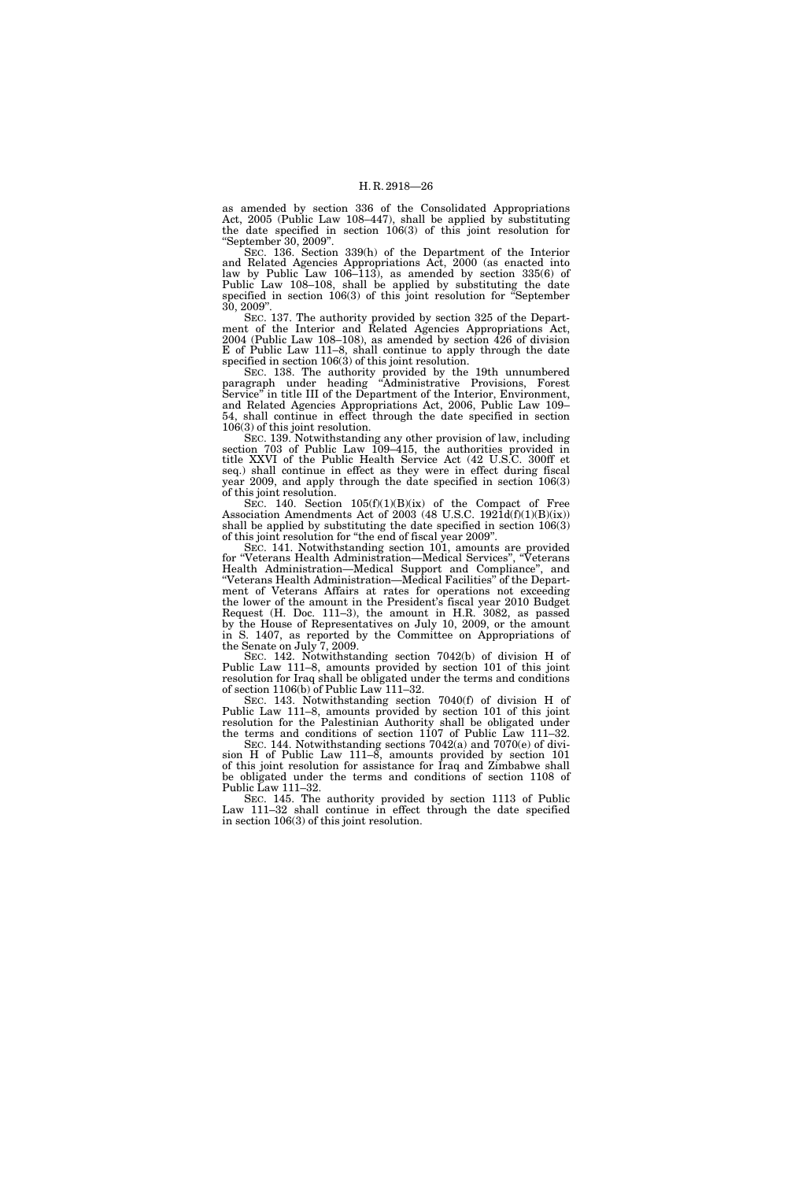as amended by section 336 of the Consolidated Appropriations Act, 2005 (Public Law 108–447), shall be applied by substituting the date specified in section 106(3) of this joint resolution for "September 30, 2009".

SEC. 136. Section 339(h) of the Department of the Interior and Related Agencies Appropriations Act, 2000 (as enacted into law by Public Law 106–113), as amended by section 335(6) of Public Law 108–108, shall be applied by substituting the date specified in section 106(3) of this joint resolution for "September 30, 2009".

SEC. 137. The authority provided by section 325 of the Department of the Interior and Related Agencies Appropriations Act, 2004 (Public Law 108–108), as amended by section 426 of division E of Public Law 111–8, shall continue to apply through the date specified in section 106(3) of this joint resolution.

SEC. 138. The authority provided by the 19th unnumbered paragraph under heading "Administrative Provisions, Forest Service" in title III of the Department of the Interior, Environment, and Related Agencies Appropriations Act, 2006, Public Law 109–54, shall continue in effect through the date specified in section 106(3) of this joint resolution.

SEC. 139. Notwithstanding any other provision of law, including section 703 of Public Law 109–415, the authorities provided in title XXVI of the Public Health Service Act (42 U.S.C. 300ff et seq.) shall continue in effect as they were in effect during fiscal year 2009, and apply through the date specified in section 106(3) of this joint resolution.

SEC. 140. Section 105(f)(1)(B)(ix) of the Compact of Free Association Amendments Act of 2003 (48 U.S.C. 1921d(f)(1)(B)(ix)) shall be applied by substituting the date specified in section 106(3) of this joint resolution for "the end of fiscal year 2009".

SEC. 141. Notwithstanding section 101, amounts are provided for "Veterans Health Administration—Medical Services", "Veterans Health Administration—Medical Support and Compliance", and "Veterans Health Administration—Medical Facilities" of the Department of Veterans Affairs at rates for operations not exceeding the lower of the amount in the President's fiscal year 2010 Budget Request (H. Doc. 111–3), the amount in H.R. 3082, as passed by the House of Representatives on July 10, 2009, or the amount in S. 1407, as reported by the Committee on Appropriations of the Senate on July 7, 2009.

SEC. 142. Notwithstanding section 7042(b) of division H of Public Law 111–8, amounts provided by section 101 of this joint resolution for Iraq shall be obligated under the terms and conditions of section 1106(b) of Public Law 111–32.

SEC. 143. Notwithstanding section 7040(f) of division H of Public Law 111–8, amounts provided by section 101 of this joint resolution for the Palestinian Authority shall be obligated under the terms and conditions of section 1107 of Public Law 111–32.

SEC. 144. Notwithstanding sections 7042(a) and 7070(e) of division H of Public Law 111–8, amounts provided by section 101 of this joint resolution for assistance for Iraq and Zimbabwe shall be obligated under the terms and conditions of section 1108 of Public Law 111–32.

SEC. 145. The authority provided by section 1113 of Public Law 111–32 shall continue in effect through the date specified in section 106(3) of this joint resolution.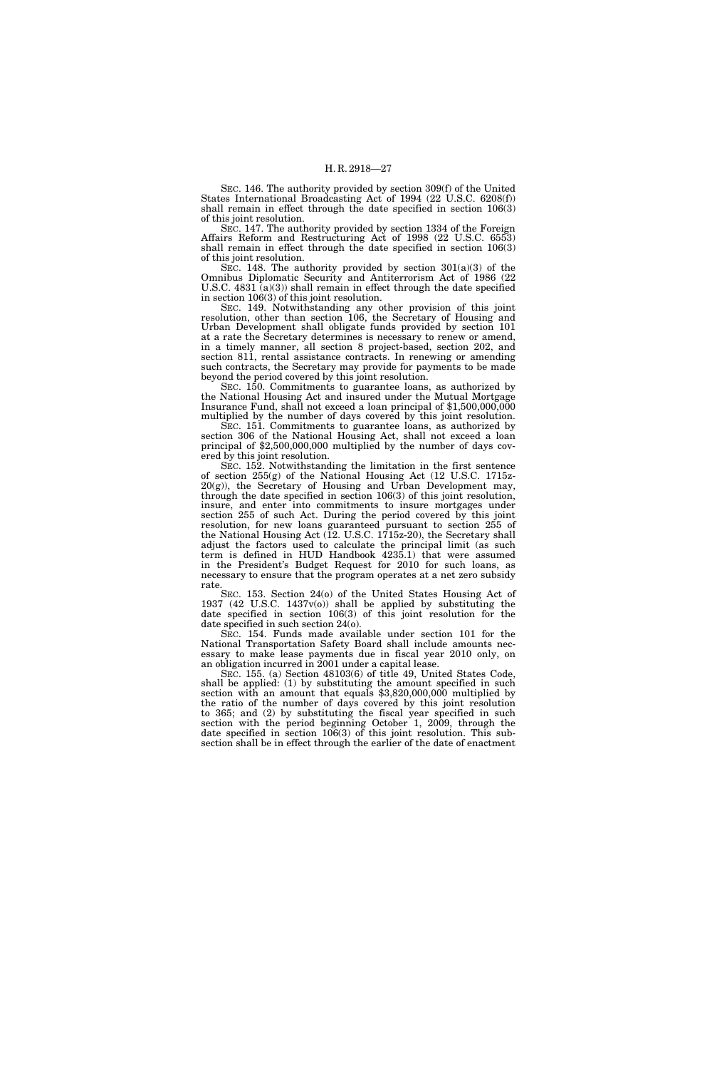SEC. 146. The authority provided by section 309(f) of the United States International Broadcasting Act of 1994 (22 U.S.C. 6208(f)) shall remain in effect through the date specified in section 106(3) of this joint resolution.

SEC. 147. The authority provided by section 1334 of the Foreign Affairs Reform and Restructuring Act of 1998 (22 U.S.C. 6553) shall remain in effect through the date specified in section 106(3) of this joint resolution.

SEC. 148. The authority provided by section 301(a)(3) of the Omnibus Diplomatic Security and Antiterrorism Act of 1986 (22 U.S.C. 4831 (a)(3)) shall remain in effect through the date specified in section 106(3) of this joint resolution.

SEC. 149. Notwithstanding any other provision of this joint resolution, other than section 106, the Secretary of Housing and Urban Development shall obligate funds provided by section 101 at a rate the Secretary determines is necessary to renew or amend, in a timely manner, all section 8 project-based, section 202, and section 811, rental assistance contracts. In renewing or amending such contracts, the Secretary may provide for payments to be made beyond the period covered by this joint resolution.

SEC. 150. Commitments to guarantee loans, as authorized by the National Housing Act and insured under the Mutual Mortgage Insurance Fund, shall not exceed a loan principal of $1,500,000,000 multiplied by the number of days covered by this joint resolution.

SEC. 151. Commitments to guarantee loans, as authorized by section 306 of the National Housing Act, shall not exceed a loan principal of $2,500,000,000 multiplied by the number of days covered by this joint resolution.

SEC. 152. Notwithstanding the limitation in the first sentence of section 255(g) of the National Housing Act (12 U.S.C. 1715z-20(g)), the Secretary of Housing and Urban Development may, through the date specified in section 106(3) of this joint resolution, insure, and enter into commitments to insure mortgages under section 255 of such Act. During the period covered by this joint resolution, for new loans guaranteed pursuant to section 255 of the National Housing Act (12. U.S.C. 1715z-20), the Secretary shall adjust the factors used to calculate the principal limit (as such term is defined in HUD Handbook 4235.1) that were assumed in the President's Budget Request for 2010 for such loans, as necessary to ensure that the program operates at a net zero subsidy rate.

SEC. 153. Section 24(o) of the United States Housing Act of 1937 (42 U.S.C. 1437v(o)) shall be applied by substituting the date specified in section 106(3) of this joint resolution for the date specified in such section 24(o).

SEC. 154. Funds made available under section 101 for the National Transportation Safety Board shall include amounts necessary to make lease payments due in fiscal year 2010 only, on an obligation incurred in 2001 under a capital lease.

SEC. 155. (a) Section 48103(6) of title 49, United States Code, shall be applied: (1) by substituting the amount specified in such section with an amount that equals $3,820,000,000 multiplied by the ratio of the number of days covered by this joint resolution to 365; and (2) by substituting the fiscal year specified in such section with the period beginning October 1, 2009, through the date specified in section 106(3) of this joint resolution. This subsection shall be in effect through the earlier of the date of enactment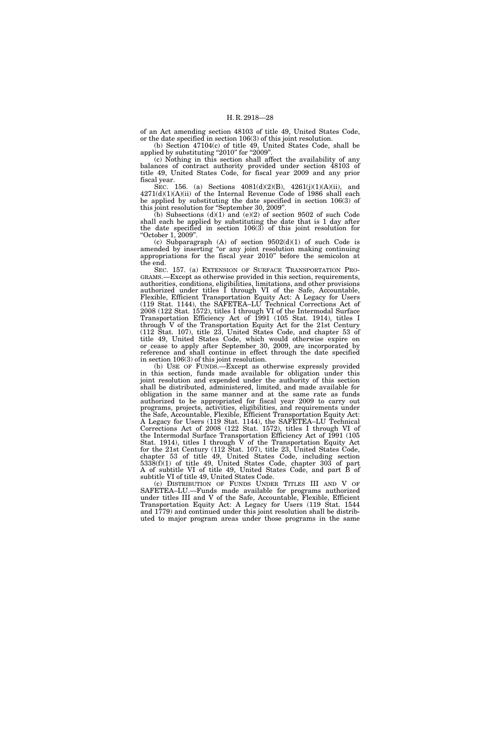of an Act amending section 48103 of title 49, United States Code, or the date specified in section 106(3) of this joint resolution.

(b) Section 47104(c) of title 49, United States Code, shall be applied by substituting "2010" for "2009".

(c) Nothing in this section shall affect the availability of any balances of contract authority provided under section 48103 of title 49, United States Code, for fiscal year 2009 and any prior fiscal year.

SEC. 156. (a) Sections 4081(d)(2)(B), 4261(j)(1)(A)(ii), and 4271(d)(1)(A)(ii) of the Internal Revenue Code of 1986 shall each be applied by substituting the date specified in section 106(3) of this joint resolution for "September 30, 2009".

(b) Subsections (d)(1) and (e)(2) of section 9502 of such Code shall each be applied by substituting the date that is 1 day after the date specified in section 106(3) of this joint resolution for "October 1, 2009".

(c) Subparagraph (A) of section 9502(d)(1) of such Code is amended by inserting "or any joint resolution making continuing appropriations for the fiscal year 2010" before the semicolon at the end.

SEC. 157. (a) EXTENSION OF SURFACE TRANSPORTATION PROGRAMS.—Except as otherwise provided in this section, requirements, authorities, conditions, eligibilities, limitations, and other provisions authorized under titles I through VI of the Safe, Accountable, Flexible, Efficient Transportation Equity Act: A Legacy for Users (119 Stat. 1144), the SAFETEA–LU Technical Corrections Act of 2008 (122 Stat. 1572), titles I through VI of the Intermodal Surface Transportation Efficiency Act of 1991 (105 Stat. 1914), titles I through V of the Transportation Equity Act for the 21st Century (112 Stat. 107), title 23, United States Code, and chapter 53 of title 49, United States Code, which would otherwise expire on or cease to apply after September 30, 2009, are incorporated by reference and shall continue in effect through the date specified in section 106(3) of this joint resolution.

(b) USE OF FUNDS.—Except as otherwise expressly provided in this section, funds made available for obligation under this joint resolution and expended under the authority of this section shall be distributed, administered, limited, and made available for obligation in the same manner and at the same rate as funds authorized to be appropriated for fiscal year 2009 to carry out programs, projects, activities, eligibilities, and requirements under the Safe, Accountable, Flexible, Efficient Transportation Equity Act: A Legacy for Users (119 Stat. 1144), the SAFETEA–LU Technical Corrections Act of 2008 (122 Stat. 1572), titles I through VI of the Intermodal Surface Transportation Efficiency Act of 1991 (105 Stat. 1914), titles I through V of the Transportation Equity Act for the 21st Century (112 Stat. 107), title 23, United States Code, chapter 53 of title 49, United States Code, including section 5338(f)(1) of title 49, United States Code, chapter 303 of part A of subtitle VI of title 49, United States Code, and part B of subtitle VI of title 49, United States Code.

(c) DISTRIBUTION OF FUNDS UNDER TITLES III AND V OF SAFETEA–LU.—Funds made available for programs authorized under titles III and V of the Safe, Accountable, Flexible, Efficient Transportation Equity Act: A Legacy for Users (119 Stat. 1544 and 1779) and continued under this joint resolution shall be distributed to major program areas under those programs in the same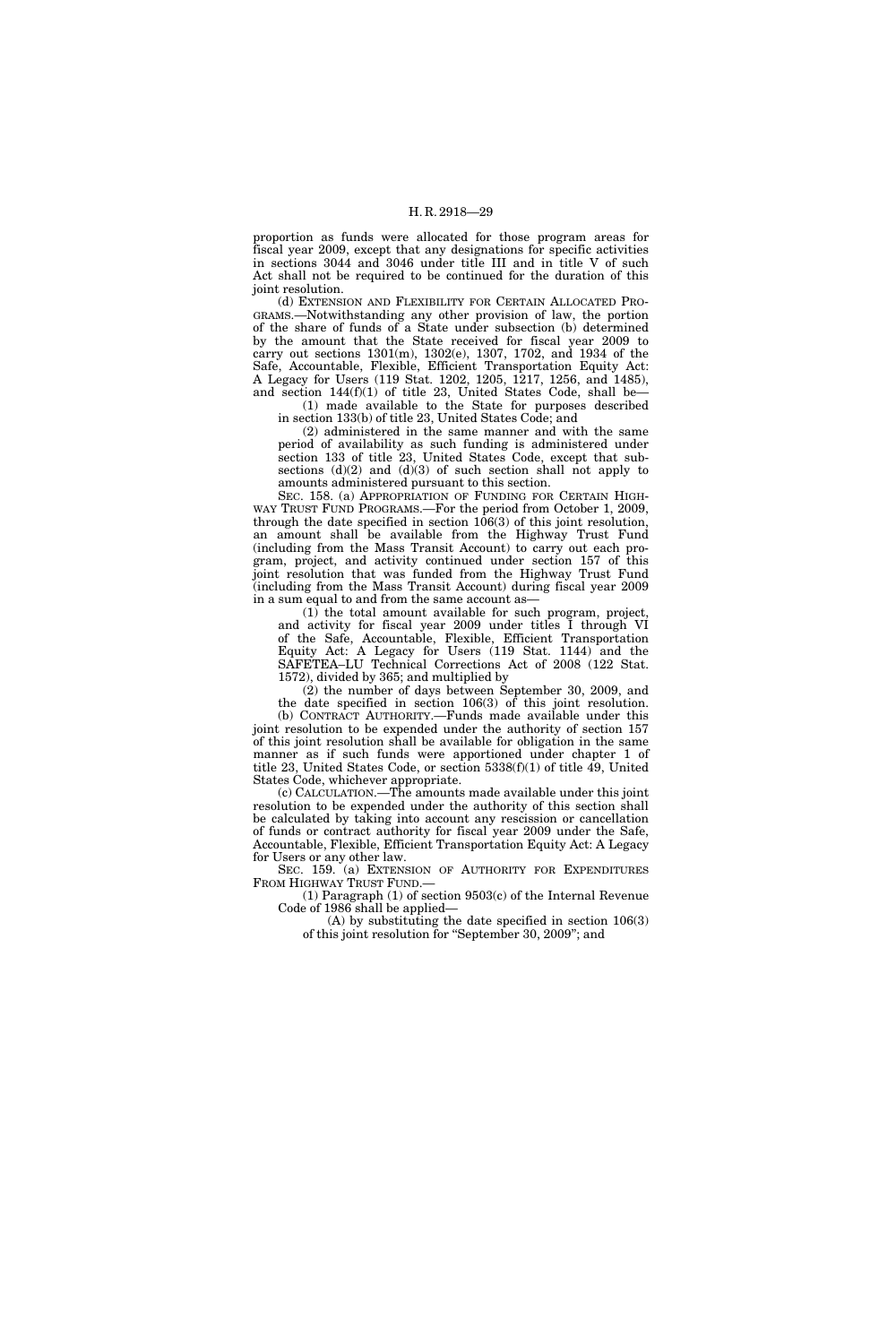proportion as funds were allocated for those program areas for fiscal year 2009, except that any designations for specific activities in sections 3044 and 3046 under title III and in title V of such Act shall not be required to be continued for the duration of this joint resolution.

(d) EXTENSION AND FLEXIBILITY FOR CERTAIN ALLOCATED PROGRAMS.—Notwithstanding any other provision of law, the portion of the share of funds of a State under subsection (b) determined by the amount that the State received for fiscal year 2009 to carry out sections 1301(m), 1302(e), 1307, 1702, and 1934 of the Safe, Accountable, Flexible, Efficient Transportation Equity Act: A Legacy for Users (119 Stat. 1202, 1205, 1217, 1256, and 1485), and section 144(f)(1) of title 23, United States Code, shall be—

(1) made available to the State for purposes described in section 133(b) of title 23, United States Code; and

(2) administered in the same manner and with the same period of availability as such funding is administered under section 133 of title 23, United States Code, except that subsections (d)(2) and (d)(3) of such section shall not apply to amounts administered pursuant to this section.

SEC. 158. (a) APPROPRIATION OF FUNDING FOR CERTAIN HIGHWAY TRUST FUND PROGRAMS.—For the period from October 1, 2009, through the date specified in section 106(3) of this joint resolution, an amount shall be available from the Highway Trust Fund (including from the Mass Transit Account) to carry out each program, project, and activity continued under section 157 of this joint resolution that was funded from the Highway Trust Fund (including from the Mass Transit Account) during fiscal year 2009 in a sum equal to and from the same account as—

(1) the total amount available for such program, project, and activity for fiscal year 2009 under titles I through VI of the Safe, Accountable, Flexible, Efficient Transportation Equity Act: A Legacy for Users (119 Stat. 1144) and the SAFETEA–LU Technical Corrections Act of 2008 (122 Stat. 1572), divided by 365; and multiplied by

(2) the number of days between September 30, 2009, and the date specified in section 106(3) of this joint resolution.

(b) CONTRACT AUTHORITY.—Funds made available under this joint resolution to be expended under the authority of section 157 of this joint resolution shall be available for obligation in the same manner as if such funds were apportioned under chapter 1 of title 23, United States Code, or section 5338(f)(1) of title 49, United States Code, whichever appropriate.

(c) CALCULATION.—The amounts made available under this joint resolution to be expended under the authority of this section shall be calculated by taking into account any rescission or cancellation of funds or contract authority for fiscal year 2009 under the Safe, Accountable, Flexible, Efficient Transportation Equity Act: A Legacy for Users or any other law.

SEC. 159. (a) EXTENSION OF AUTHORITY FOR EXPENDITURES FROM HIGHWAY TRUST FUND.—

(1) Paragraph (1) of section 9503(c) of the Internal Revenue Code of 1986 shall be applied—

(A) by substituting the date specified in section 106(3) of this joint resolution for "September 30, 2009"; and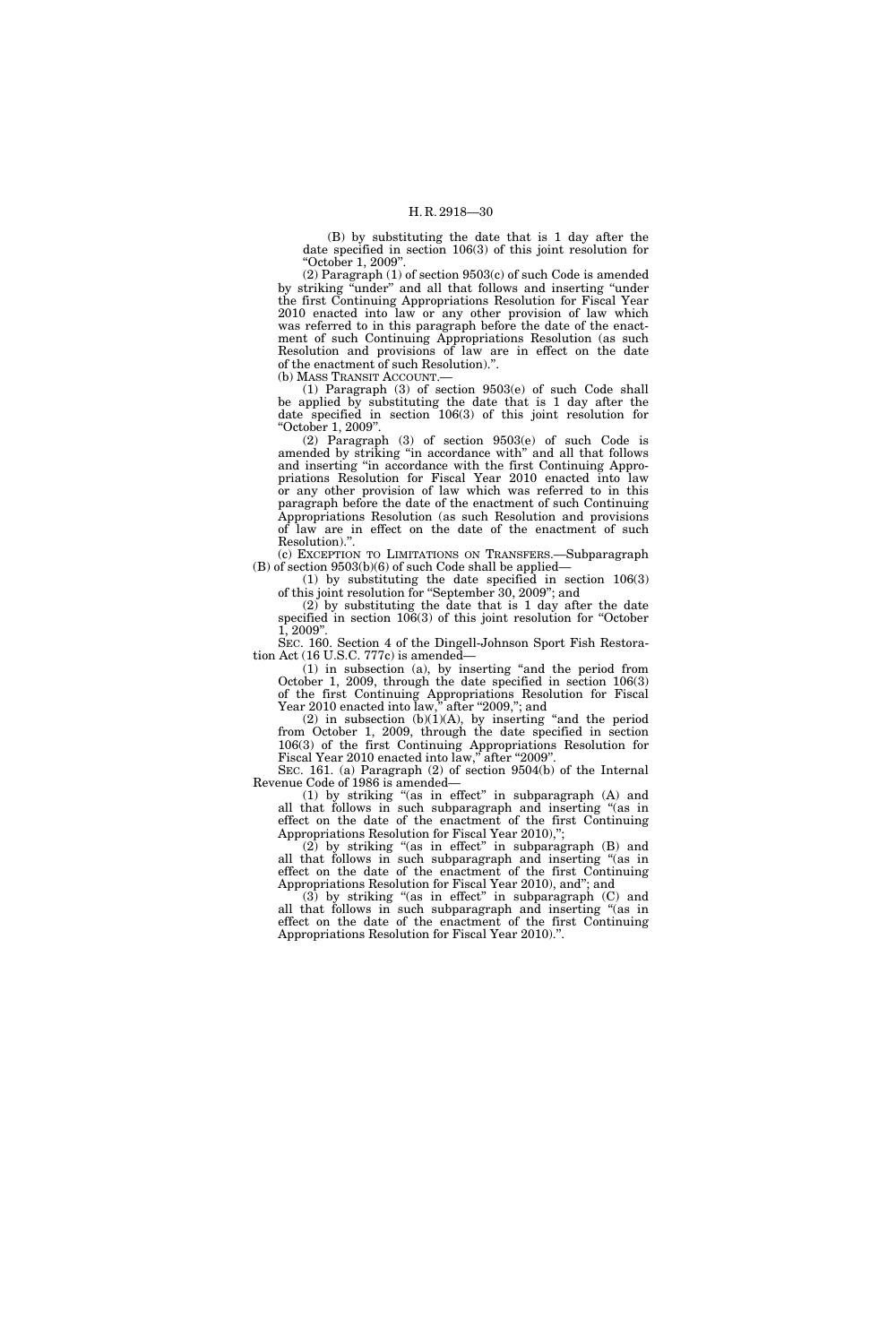(B) by substituting the date that is 1 day after the date specified in section 106(3) of this joint resolution for "October 1, 2009".

(2) Paragraph (1) of section 9503(c) of such Code is amended by striking "under" and all that follows and inserting "under the first Continuing Appropriations Resolution for Fiscal Year 2010 enacted into law or any other provision of law which was referred to in this paragraph before the date of the enactment of such Continuing Appropriations Resolution (as such Resolution and provisions of law are in effect on the date of the enactment of such Resolution).".

(b) MASS TRANSIT ACCOUNT.—

(1) Paragraph (3) of section 9503(e) of such Code shall be applied by substituting the date that is 1 day after the date specified in section 106(3) of this joint resolution for "October 1, 2009".

(2) Paragraph (3) of section 9503(e) of such Code is amended by striking "in accordance with" and all that follows and inserting "in accordance with the first Continuing Appropriations Resolution for Fiscal Year 2010 enacted into law or any other provision of law which was referred to in this paragraph before the date of the enactment of such Continuing Appropriations Resolution (as such Resolution and provisions of law are in effect on the date of the enactment of such Resolution).".

(c) EXCEPTION TO LIMITATIONS ON TRANSFERS.—Subparagraph (B) of section 9503(b)(6) of such Code shall be applied—

(1) by substituting the date specified in section 106(3) of this joint resolution for "September 30, 2009"; and

(2) by substituting the date that is 1 day after the date specified in section 106(3) of this joint resolution for "October 1, 2009".

SEC. 160. Section 4 of the Dingell-Johnson Sport Fish Restoration Act (16 U.S.C. 777c) is amended—

(1) in subsection (a), by inserting "and the period from October 1, 2009, through the date specified in section 106(3) of the first Continuing Appropriations Resolution for Fiscal Year 2010 enacted into law," after "2009,"; and

(2) in subsection (b)(1)(A), by inserting "and the period from October 1, 2009, through the date specified in section 106(3) of the first Continuing Appropriations Resolution for Fiscal Year 2010 enacted into law," after "2009".

SEC. 161. (a) Paragraph (2) of section 9504(b) of the Internal Revenue Code of 1986 is amended—

(1) by striking "(as in effect" in subparagraph (A) and all that follows in such subparagraph and inserting "(as in effect on the date of the enactment of the first Continuing Appropriations Resolution for Fiscal Year 2010),";

(2) by striking "(as in effect" in subparagraph (B) and all that follows in such subparagraph and inserting "(as in effect on the date of the enactment of the first Continuing Appropriations Resolution for Fiscal Year 2010), and"; and

(3) by striking "(as in effect" in subparagraph (C) and all that follows in such subparagraph and inserting "(as in effect on the date of the enactment of the first Continuing Appropriations Resolution for Fiscal Year 2010).".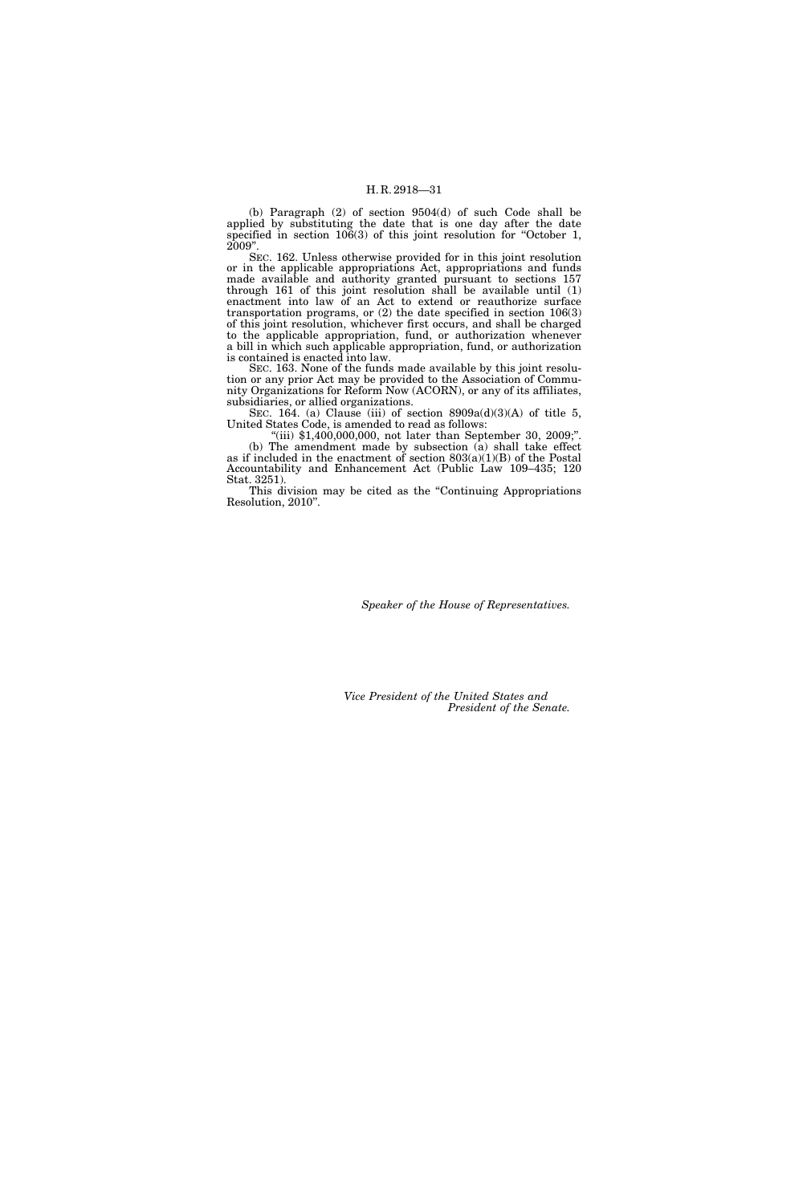(b) Paragraph (2) of section 9504(d) of such Code shall be applied by substituting the date that is one day after the date specified in section 106(3) of this joint resolution for "October 1, 2009".

SEC. 162. Unless otherwise provided for in this joint resolution or in the applicable appropriations Act, appropriations and funds made available and authority granted pursuant to sections 157 through 161 of this joint resolution shall be available until (1) enactment into law of an Act to extend or reauthorize surface transportation programs, or (2) the date specified in section 106(3) of this joint resolution, whichever first occurs, and shall be charged to the applicable appropriation, fund, or authorization whenever a bill in which such applicable appropriation, fund, or authorization is contained is enacted into law.

SEC. 163. None of the funds made available by this joint resolution or any prior Act may be provided to the Association of Community Organizations for Reform Now (ACORN), or any of its affiliates, subsidiaries, or allied organizations.

SEC. 164. (a) Clause (iii) of section 8909a(d)(3)(A) of title 5, United States Code, is amended to read as follows:

"(iii) $1,400,000,000, not later than September 30, 2009;".

(b) The amendment made by subsection (a) shall take effect as if included in the enactment of section 803(a)(1)(B) of the Postal Accountability and Enhancement Act (Public Law 109–435; 120 Stat. 3251).

This division may be cited as the "Continuing Appropriations Resolution, 2010".

*Speaker of the House of Representatives.*

*Vice President of the United States and President of the Senate.*